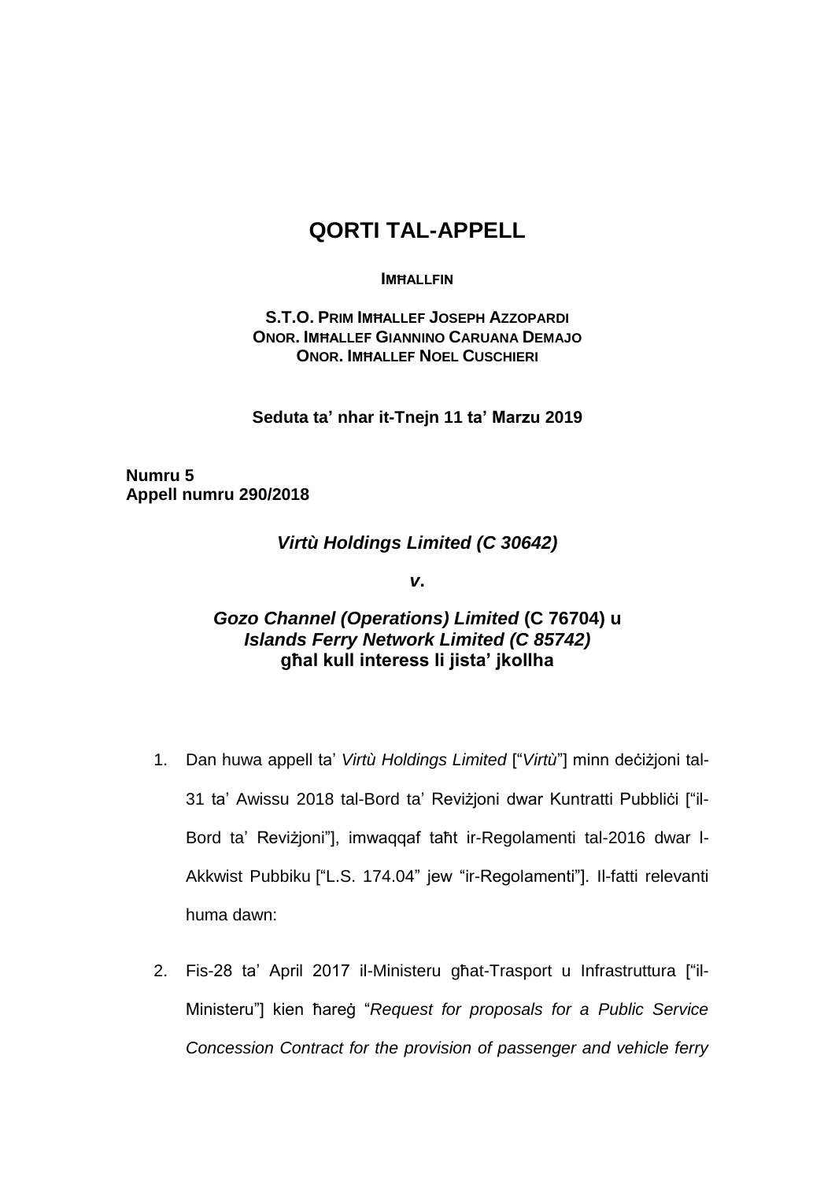# QORTI TAL-APPELL

**IMĦALLFIN**

**S.T.O. PRIM IMĦALLEF JOSEPH AZZOPARDI**
**ONOR. IMĦALLEF GIANNINO CARUANA DEMAJO**
**ONOR. IMĦALLEF NOEL CUSCHIERI**

**Seduta ta' nhar it-Tnejn 11 ta' Marzu 2019**

**Numru 5**
**Appell numru 290/2018**

***Virtù Holdings Limited (C 30642)***

***v.***

***Gozo Channel (Operations) Limited* (C 76704) u**
***Islands Ferry Network Limited (C 85742)***
**għal kull interess li jista' jkollha**

1. Dan huwa appell ta' *Virtù Holdings Limited* ["*Virtù*"] minn deċiżjoni tal-31 ta' Awissu 2018 tal-Bord ta' Reviżjoni dwar Kuntratti Pubbliċi ["il-Bord ta' Reviżjoni"], imwaqqaf taħt ir-Regolamenti tal-2016 dwar l-Akkwist Pubbiku ["L.S. 174.04" jew "ir-Regolamenti"]. Il-fatti relevanti huma dawn:

2. Fis-28 ta' April 2017 il-Ministeru għat-Trasport u Infrastruttura ["il-Ministeru"] kien ħareġ "*Request for proposals for a Public Service Concession Contract for the provision of passenger and vehicle ferry*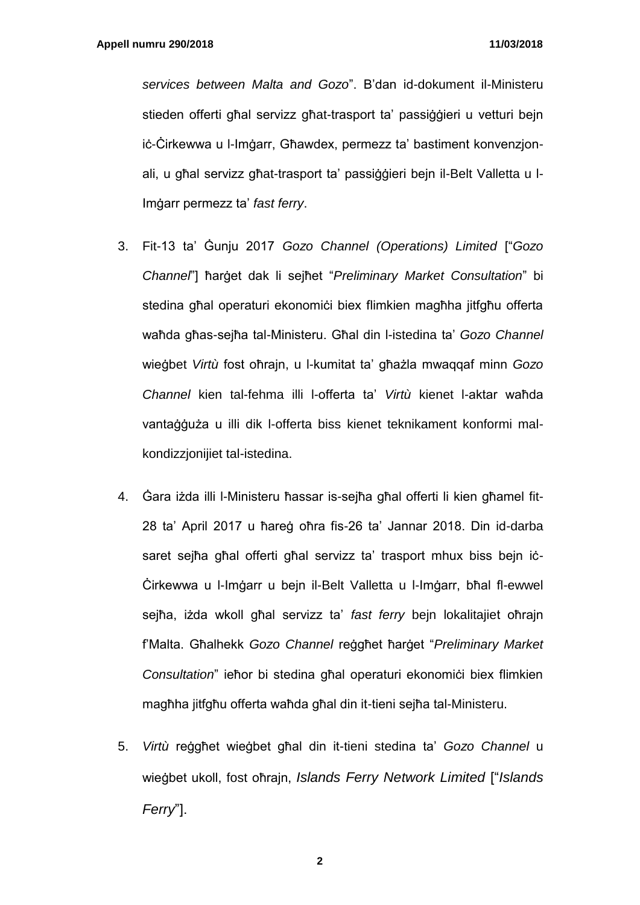*services between Malta and Gozo*". B'dan id-dokument il-Ministeru stieden offerti għal servizz għat-trasport ta' passiġġieri u vetturi bejn iċ-Ċirkewwa u l-Imġarr, Għawdex, permezz ta' bastiment konvenzjonali, u għal servizz għat-trasport ta' passiġġieri bejn il-Belt Valletta u l-Imġarr permezz ta' *fast ferry*.

3. Fit-13 ta' Ġunju 2017 *Gozo Channel (Operations) Limited* ["*Gozo Channel*"] ħarġet dak li sejħet "*Preliminary Market Consultation*" bi stedina għal operaturi ekonomiċi biex flimkien magħha jitfgħu offerta waħda għas-sejħa tal-Ministeru. Għal din l-istedina ta' *Gozo Channel* wieġbet *Virtù* fost oħrajn, u l-kumitat ta' għażla mwaqqaf minn *Gozo Channel* kien tal-fehma illi l-offerta ta' *Virtù* kienet l-aktar waħda vantaġġuża u illi dik l-offerta biss kienet teknikament konformi mal-kondizzjonijiet tal-istedina.

4. Ġara iżda illi l-Ministeru ħassar is-sejħa għal offerti li kien għamel fit-28 ta' April 2017 u ħareġ oħra fis-26 ta' Jannar 2018. Din id-darba saret sejħa għal offerti għal servizz ta' trasport mhux biss bejn iċ-Ċirkewwa u l-Imġarr u bejn il-Belt Valletta u l-Imġarr, bħal fl-ewwel sejħa, iżda wkoll għal servizz ta' *fast ferry* bejn lokalitajiet oħrajn f'Malta. Għalhekk *Gozo Channel* reġgħet ħarġet "*Preliminary Market Consultation*" ieħor bi stedina għal operaturi ekonomiċi biex flimkien magħha jitfgħu offerta waħda għal din it-tieni sejħa tal-Ministeru.

5. *Virtù* reġgħet wieġbet għal din it-tieni stedina ta' *Gozo Channel* u wieġbet ukoll, fost oħrajn, *Islands Ferry Network Limited* ["*Islands Ferry*"].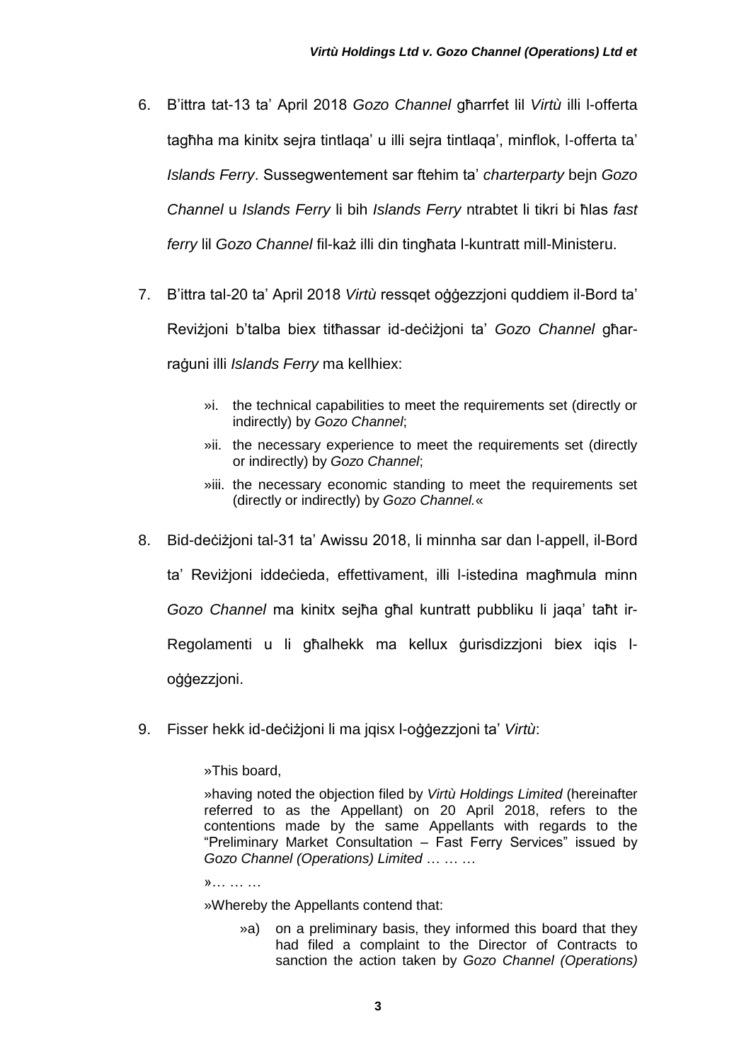6. B'ittra tat-13 ta' April 2018 *Gozo Channel* għarrfet lil *Virtù* illi l-offerta tagħha ma kinitx sejra tintlaqa' u illi sejra tintlaqa', minflok, l-offerta ta' *Islands Ferry*. Sussegwentement sar ftehim ta' *charterparty* bejn *Gozo Channel* u *Islands Ferry* li bih *Islands Ferry* ntrabtet li tikri bi ħlas *fast ferry* lil *Gozo Channel* fil-każ illi din tingħata l-kuntratt mill-Ministeru.

7. B'ittra tal-20 ta' April 2018 *Virtù* ressqet oġġezzjoni quddiem il-Bord ta' Reviżjoni b'talba biex titħassar id-deċiżjoni ta' *Gozo Channel* għar-raġuni illi *Islands Ferry* ma kellhiex:

   »i. the technical capabilities to meet the requirements set (directly or indirectly) by *Gozo Channel*;

   »ii. the necessary experience to meet the requirements set (directly or indirectly) by *Gozo Channel*;

   »iii. the necessary economic standing to meet the requirements set (directly or indirectly) by *Gozo Channel.*«

8. Bid-deċiżjoni tal-31 ta' Awissu 2018, li minnha sar dan l-appell, il-Bord ta' Reviżjoni iddeċieda, effettivament, illi l-istedina magħmula minn *Gozo Channel* ma kinitx sejħa għal kuntratt pubbliku li jaqa' taħt ir-Regolamenti u li għalhekk ma kellux ġurisdizzjoni biex iqis l-oġġezzjoni.

9. Fisser hekk id-deċiżjoni li ma jqisx l-oġġezzjoni ta' *Virtù*:

   »This board,

   »having noted the objection filed by *Virtù Holdings Limited* (hereinafter referred to as the Appellant) on 20 April 2018, refers to the contentions made by the same Appellants with regards to the "Preliminary Market Consultation – Fast Ferry Services" issued by *Gozo Channel (Operations) Limited* … … …

   »… … …

   »Whereby the Appellants contend that:

   »a) on a preliminary basis, they informed this board that they had filed a complaint to the Director of Contracts to sanction the action taken by *Gozo Channel (Operations)*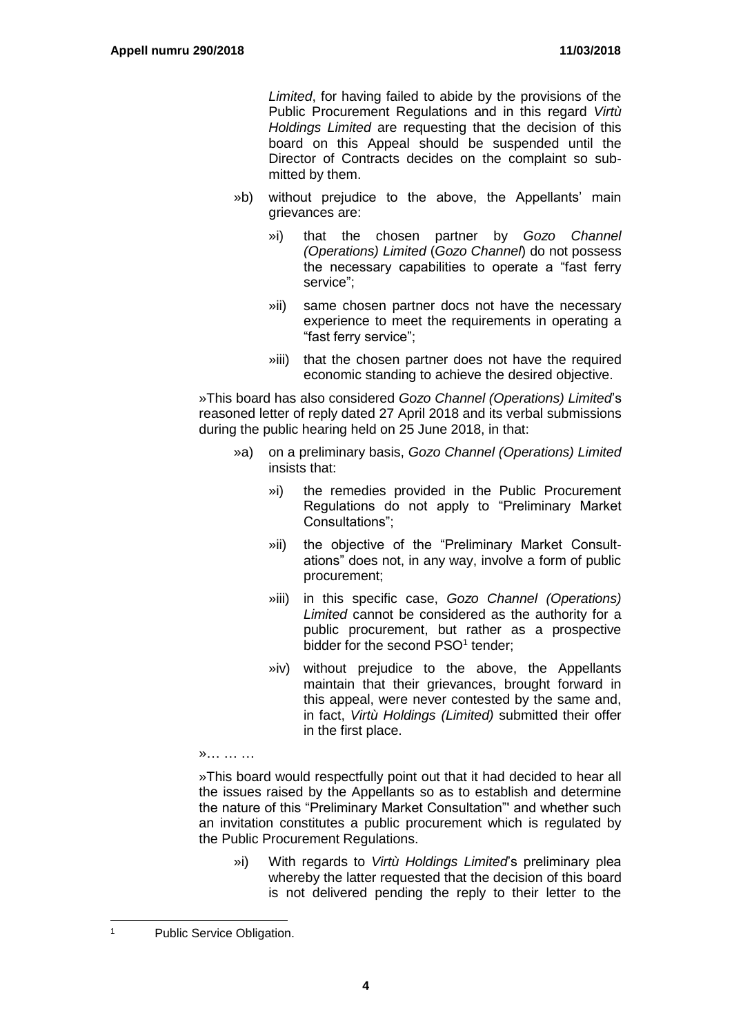*Limited*, for having failed to abide by the provisions of the Public Procurement Regulations and in this regard *Virtù Holdings Limited* are requesting that the decision of this board on this Appeal should be suspended until the Director of Contracts decides on the complaint so submitted by them.

»b) without prejudice to the above, the Appellants' main grievances are:

»i) that the chosen partner by *Gozo Channel (Operations) Limited* (*Gozo Channel*) do not possess the necessary capabilities to operate a "fast ferry service";

»ii) same chosen partner docs not have the necessary experience to meet the requirements in operating a "fast ferry service";

»iii) that the chosen partner does not have the required economic standing to achieve the desired objective.

»This board has also considered *Gozo Channel (Operations) Limited*'s reasoned letter of reply dated 27 April 2018 and its verbal submissions during the public hearing held on 25 June 2018, in that:

»a) on a preliminary basis, *Gozo Channel (Operations) Limited* insists that:

»i) the remedies provided in the Public Procurement Regulations do not apply to "Preliminary Market Consultations";

»ii) the objective of the "Preliminary Market Consultations" does not, in any way, involve a form of public procurement;

»iii) in this specific case, *Gozo Channel (Operations) Limited* cannot be considered as the authority for a public procurement, but rather as a prospective bidder for the second PSO[1] tender;

»iv) without prejudice to the above, the Appellants maintain that their grievances, brought forward in this appeal, were never contested by the same and, in fact, *Virtù Holdings (Limited)* submitted their offer in the first place.

»… … …

»This board would respectfully point out that it had decided to hear all the issues raised by the Appellants so as to establish and determine the nature of this "Preliminary Market Consultation"' and whether such an invitation constitutes a public procurement which is regulated by the Public Procurement Regulations.

»i) With regards to *Virtù Holdings Limited*'s preliminary plea whereby the latter requested that the decision of this board is not delivered pending the reply to their letter to the

[1] Public Service Obligation.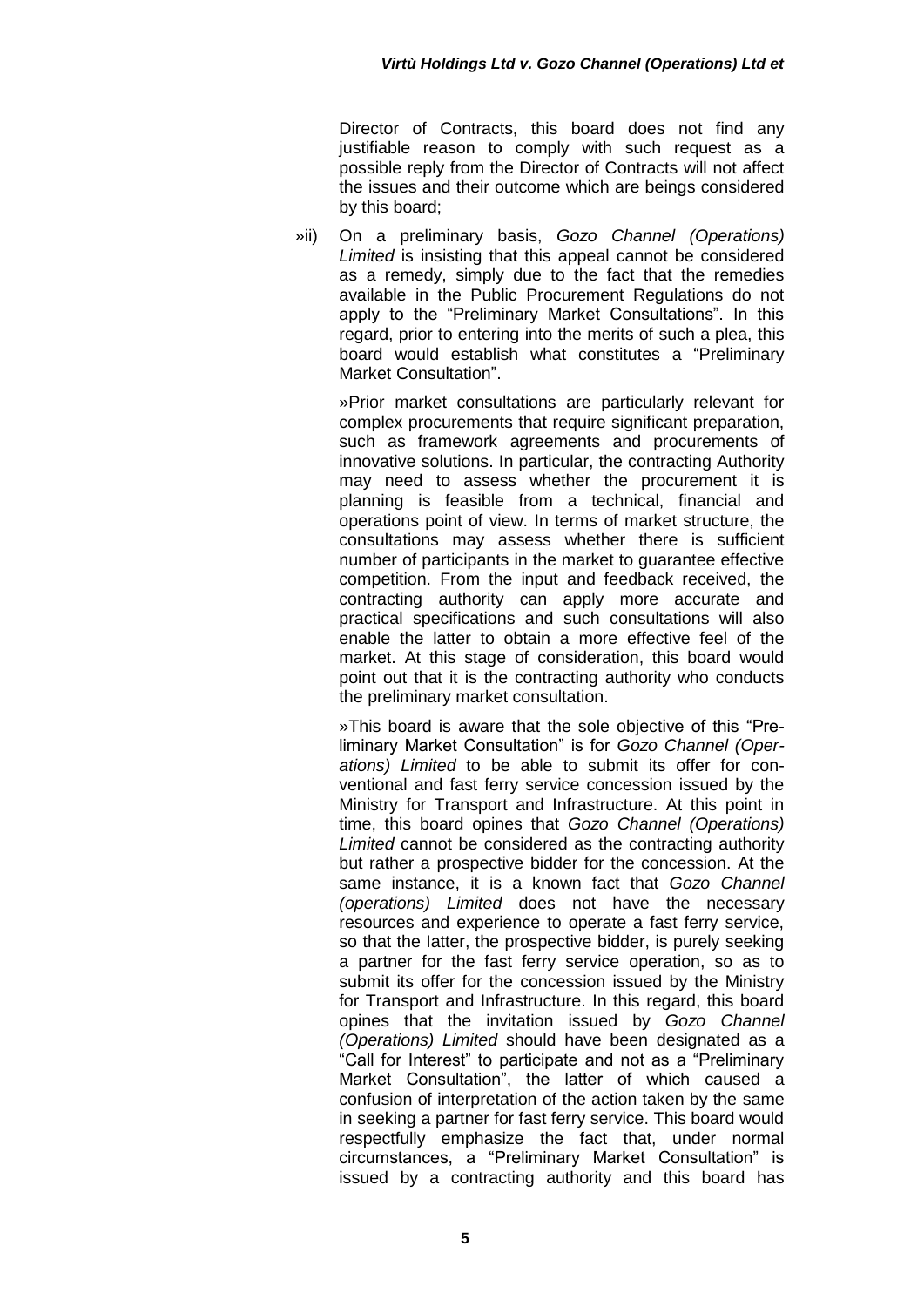Director of Contracts, this board does not find any justifiable reason to comply with such request as a possible reply from the Director of Contracts will not affect the issues and their outcome which are beings considered by this board;

»ii) On a preliminary basis, *Gozo Channel (Operations) Limited* is insisting that this appeal cannot be considered as a remedy, simply due to the fact that the remedies available in the Public Procurement Regulations do not apply to the "Preliminary Market Consultations". In this regard, prior to entering into the merits of such a plea, this board would establish what constitutes a "Preliminary Market Consultation".

»Prior market consultations are particularly relevant for complex procurements that require significant preparation, such as framework agreements and procurements of innovative solutions. In particular, the contracting Authority may need to assess whether the procurement it is planning is feasible from a technical, financial and operations point of view. In terms of market structure, the consultations may assess whether there is sufficient number of participants in the market to guarantee effective competition. From the input and feedback received, the contracting authority can apply more accurate and practical specifications and such consultations will also enable the latter to obtain a more effective feel of the market. At this stage of consideration, this board would point out that it is the contracting authority who conducts the preliminary market consultation.

»This board is aware that the sole objective of this "Preliminary Market Consultation" is for *Gozo Channel (Operations) Limited* to be able to submit its offer for conventional and fast ferry service concession issued by the Ministry for Transport and Infrastructure. At this point in time, this board opines that *Gozo Channel (Operations) Limited* cannot be considered as the contracting authority but rather a prospective bidder for the concession. At the same instance, it is a known fact that *Gozo Channel (operations) Limited* does not have the necessary resources and experience to operate a fast ferry service, so that the latter, the prospective bidder, is purely seeking a partner for the fast ferry service operation, so as to submit its offer for the concession issued by the Ministry for Transport and Infrastructure. In this regard, this board opines that the invitation issued by *Gozo Channel (Operations) Limited* should have been designated as a "Call for Interest" to participate and not as a "Preliminary Market Consultation", the latter of which caused a confusion of interpretation of the action taken by the same in seeking a partner for fast ferry service. This board would respectfully emphasize the fact that, under normal circumstances, a "Preliminary Market Consultation" is issued by a contracting authority and this board has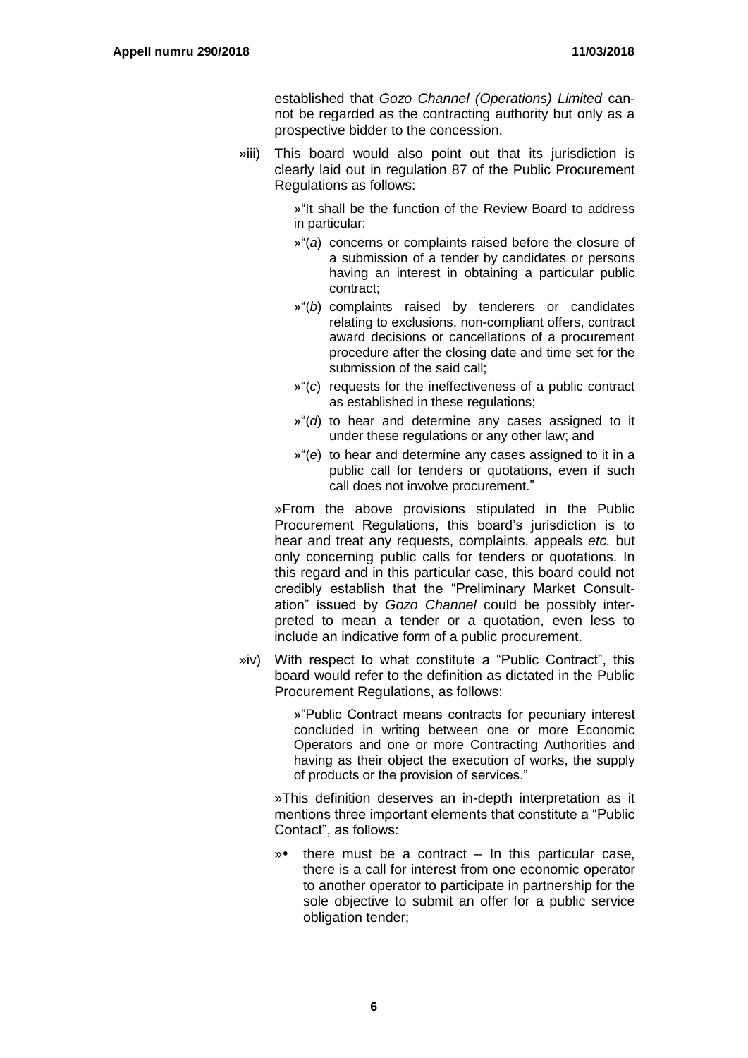established that *Gozo Channel (Operations) Limited* cannot be regarded as the contracting authority but only as a prospective bidder to the concession.

»iii) This board would also point out that its jurisdiction is clearly laid out in regulation 87 of the Public Procurement Regulations as follows:

> »"It shall be the function of the Review Board to address in particular:
>
> »"(*a*) concerns or complaints raised before the closure of a submission of a tender by candidates or persons having an interest in obtaining a particular public contract;
>
> »"(*b*) complaints raised by tenderers or candidates relating to exclusions, non-compliant offers, contract award decisions or cancellations of a procurement procedure after the closing date and time set for the submission of the said call;
>
> »"(*c*) requests for the ineffectiveness of a public contract as established in these regulations;
>
> »"(*d*) to hear and determine any cases assigned to it under these regulations or any other law; and
>
> »"(*e*) to hear and determine any cases assigned to it in a public call for tenders or quotations, even if such call does not involve procurement."

»From the above provisions stipulated in the Public Procurement Regulations, this board's jurisdiction is to hear and treat any requests, complaints, appeals *etc.* but only concerning public calls for tenders or quotations. In this regard and in this particular case, this board could not credibly establish that the "Preliminary Market Consultation" issued by *Gozo Channel* could be possibly interpreted to mean a tender or a quotation, even less to include an indicative form of a public procurement.

»iv) With respect to what constitute a "Public Contract", this board would refer to the definition as dictated in the Public Procurement Regulations, as follows:

> »"Public Contract means contracts for pecuniary interest concluded in writing between one or more Economic Operators and one or more Contracting Authorities and having as their object the execution of works, the supply of products or the provision of services."

»This definition deserves an in-depth interpretation as it mentions three important elements that constitute a "Public Contact", as follows:

»• there must be a contract – In this particular case, there is a call for interest from one economic operator to another operator to participate in partnership for the sole objective to submit an offer for a public service obligation tender;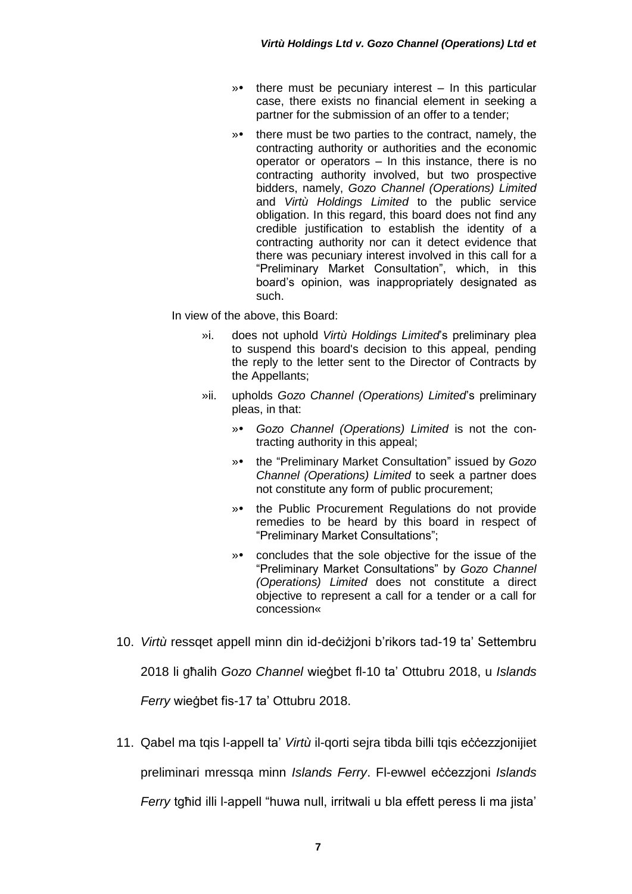»• there must be pecuniary interest – In this particular case, there exists no financial element in seeking a partner for the submission of an offer to a tender;

»• there must be two parties to the contract, namely, the contracting authority or authorities and the economic operator or operators – In this instance, there is no contracting authority involved, but two prospective bidders, namely, *Gozo Channel (Operations) Limited* and *Virtù Holdings Limited* to the public service obligation. In this regard, this board does not find any credible justification to establish the identity of a contracting authority nor can it detect evidence that there was pecuniary interest involved in this call for a "Preliminary Market Consultation", which, in this board's opinion, was inappropriately designated as such.

In view of the above, this Board:

»i. does not uphold *Virtù Holdings Limited*'s preliminary plea to suspend this board's decision to this appeal, pending the reply to the letter sent to the Director of Contracts by the Appellants;

»ii. upholds *Gozo Channel (Operations) Limited*'s preliminary pleas, in that:

»• *Gozo Channel (Operations) Limited* is not the contracting authority in this appeal;

»• the "Preliminary Market Consultation" issued by *Gozo Channel (Operations) Limited* to seek a partner does not constitute any form of public procurement;

»• the Public Procurement Regulations do not provide remedies to be heard by this board in respect of "Preliminary Market Consultations";

»• concludes that the sole objective for the issue of the "Preliminary Market Consultations" by *Gozo Channel (Operations) Limited* does not constitute a direct objective to represent a call for a tender or a call for concession«

10. *Virtù* ressqet appell minn din id-deċiżjoni b'rikors tad-19 ta' Settembru 2018 li għalih *Gozo Channel* wieġbet fl-10 ta' Ottubru 2018, u *Islands Ferry* wieġbet fis-17 ta' Ottubru 2018.

11. Qabel ma tqis l-appell ta' *Virtù* il-qorti sejra tibda billi tqis eċċezzjonijiet preliminari mressqa minn *Islands Ferry*. Fl-ewwel eċċezzjoni *Islands Ferry* tgħid illi l-appell "huwa null, irritwali u bla effett peress li ma jista'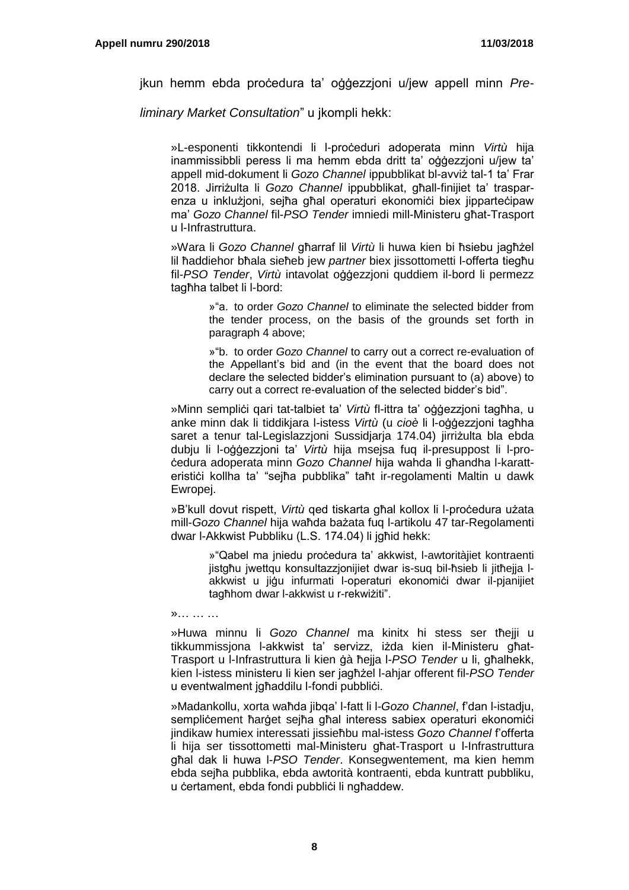jkun hemm ebda proċedura ta' oġġezzjoni u/jew appell minn *Preliminary Market Consultation*" u jkompli hekk:

> »L-esponenti tikkontendi li l-proċeduri adoperata minn *Virtù* hija inammissibbli peress li ma hemm ebda dritt ta' oġġezzjoni u/jew ta' appell mid-dokument li *Gozo Channel* ippubblikat bl-avviż tal-1 ta' Frar 2018. Jirriżulta li *Gozo Channel* ippubblikat, għall-finijiet ta' trasparenza u inklużjoni, sejħa għal operaturi ekonomiċi biex jipparteċipaw ma' *Gozo Channel* fil-*PSO Tender* imniedi mill-Ministeru għat-Trasport u l-Infrastruttura.
>
> »Wara li *Gozo Channel* għarraf lil *Virtù* li huwa kien bi ħsiebu jagħżel lil ħaddiehor bħala sieħeb jew *partner* biex jissottometti l-offerta tiegħu fil-*PSO Tender*, *Virtù* intavolat oġġezzjoni quddiem il-bord li permezz tagħha talbet li l-bord:
>
> > »"a. to order *Gozo Channel* to eliminate the selected bidder from the tender process, on the basis of the grounds set forth in paragraph 4 above;
> >
> > »"b. to order *Gozo Channel* to carry out a correct re-evaluation of the Appellant's bid and (in the event that the board does not declare the selected bidder's elimination pursuant to (a) above) to carry out a correct re-evaluation of the selected bidder's bid".
>
> »Minn sempliċi qari tat-talbiet ta' *Virtù* fl-ittra ta' oġġezzjoni tagħha, u anke minn dak li tiddikjara l-istess *Virtù* (u *cioè* li l-oġġezzjoni tagħha saret a tenur tal-Legislazzjoni Sussidjarja 174.04) jirriżulta bla ebda dubju li l-oġġezzjoni ta' *Virtù* hija msejsa fuq il-presuppost li l-proċedura adoperata minn *Gozo Channel* hija waħda li għandha l-karatteristiċi kollha ta' "sejħa pubblika" taħt ir-regolamenti Maltin u dawk Ewropej.
>
> »B'kull dovut rispett, *Virtù* qed tiskarta għal kollox li l-proċedura użata mill-*Gozo Channel* hija waħda bażata fuq l-artikolu 47 tar-Regolamenti dwar l-Akkwist Pubbliku (L.S. 174.04) li jgħid hekk:
>
> > »"Qabel ma jniedu proċedura ta' akkwist, l-awtoritàjiet kontraenti jistgħu jwettqu konsultazzjonijiet dwar is-suq bil-ħsieb li jitħejja l-akkwist u jiġu infurmati l-operaturi ekonomiċi dwar il-pjanijiet tagħhom dwar l-akkwist u r-rekwiżiti".
>
> »… … …
>
> »Huwa minnu li *Gozo Channel* ma kinitx hi stess ser tħejji u tikkummissjona l-akkwist ta' servizz, iżda kien il-Ministeru għat-Trasport u l-Infrastruttura li kien ġà ħejja l-*PSO Tender* u li, għalhekk, kien l-istess ministeru li kien ser jagħżel l-ahjar offerent fil-*PSO Tender* u eventwalment jgħaddilu l-fondi pubbliċi.
>
> »Madankollu, xorta waħda jibqa' l-fatt li l-*Gozo Channel*, f'dan l-istadju, sempliċement ħarġet sejħa għal interess sabiex operaturi ekonomiċi jindikaw humiex interessati jissieħbu mal-istess *Gozo Channel* f'offerta li hija ser tissottometti mal-Ministeru għat-Trasport u l-Infrastruttura għal dak li huwa l-*PSO Tender*. Konsegwentement, ma kien hemm ebda sejħa pubblika, ebda awtorità kontraenti, ebda kuntratt pubbliku, u ċertament, ebda fondi pubbliċi li ngħaddew.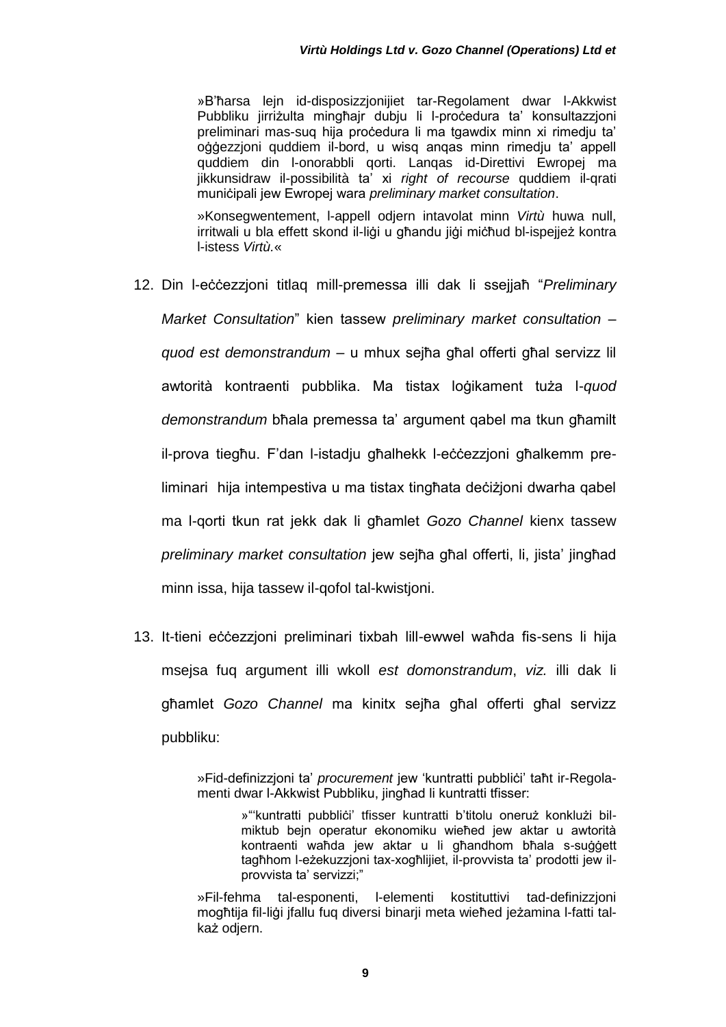»B'ħarsa lejn id-disposizzjonijiet tar-Regolament dwar l-Akkwist Pubbliku jirriżulta mingħajr dubju li l-proċedura ta' konsultazzjoni preliminari mas-suq hija proċedura li ma tgawdix minn xi rimedju ta' oġġezzjoni quddiem il-bord, u wisq anqas minn rimedju ta' appell quddiem din l-onorabbli qorti. Lanqas id-Direttivi Ewropej ma jikkunsidraw il-possibilità ta' xi *right of recourse* quddiem il-qrati muniċipali jew Ewropej wara *preliminary market consultation*.

»Konsegwentement, l-appell odjern intavolat minn *Virtù* huwa null, irritwali u bla effett skond il-liġi u għandu jiġi miċħud bl-ispejjeż kontra l-istess *Virtù*.«

12. Din l-eċċezzjoni titlaq mill-premessa illi dak li ssejjaħ "*Preliminary Market Consultation*" kien tassew *preliminary market consultation* – *quod est demonstrandum* – u mhux sejħa għal offerti għal servizz lil awtorità kontraenti pubblika. Ma tistax loġikament tuża l-*quod demonstrandum* bħala premessa ta' argument qabel ma tkun għamilt il-prova tiegħu. F'dan l-istadju għalhekk l-eċċezzjoni għalkemm pre-liminari hija intempestiva u ma tistax tingħata deċiżjoni dwarha qabel ma l-qorti tkun rat jekk dak li għamlet *Gozo Channel* kienx tassew *preliminary market consultation* jew sejħa għal offerti, li, jista' jingħad minn issa, hija tassew il-qofol tal-kwistjoni.

13. It-tieni eċċezzjoni preliminari tixbah lill-ewwel waħda fis-sens li hija msejsa fuq argument illi wkoll *est domonstrandum*, *viz.* illi dak li għamlet *Gozo Channel* ma kinitx sejħa għal offerti għal servizz pubbliku:

    »Fid-definizzjoni ta' *procurement* jew 'kuntratti pubbliċi' taħt ir-Regolamenti dwar l-Akkwist Pubbliku, jingħad li kuntratti tfisser:

    »"'kuntratti pubbliċi' tfisser kuntratti b'titolu oneruż konklużi bil-miktub bejn operatur ekonomiku wieħed jew aktar u awtorità kontraenti waħda jew aktar u li għandhom bħala s-suġġett tagħhom l-eżekuzzjoni tax-xogħlijiet, il-provvista ta' prodotti jew il-provvista ta' servizzi;"

    »Fil-fehma tal-esponenti, l-elementi kostituttivi tad-definizzjoni mogħtija fil-liġi jfallu fuq diversi binarji meta wieħed jeżamina l-fatti tal-każ odjern.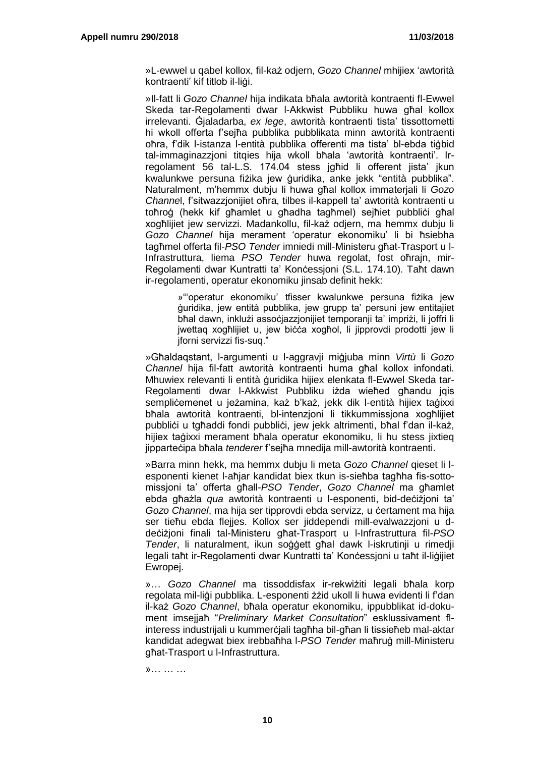»L-ewwel u qabel kollox, fil-każ odjern, *Gozo Channel* mhijiex 'awtorità kontraenti' kif titlob il-liġi.

»Il-fatt li *Gozo Channel* hija indikata bħala awtorità kontraenti fl-Ewwel Skeda tar-Regolamenti dwar l-Akkwist Pubbliku huwa għal kollox irrelevanti. Ġjaladarba, *ex lege*, awtorità kontraenti tista' tissottometti hi wkoll offerta f'sejħa pubblika pubblikata minn awtorità kontraenti oħra, f'dik l-istanza l-entità pubblika offerenti ma tista' bl-ebda tiġbid tal-immaginazzjoni titqies hija wkoll bħala 'awtorità kontraenti'. Ir-regolament 56 tal-L.S. 174.04 stess jgħid li offerent jista' jkun kwalunkwe persuna fiżika jew ġuridika, anke jekk "entità pubblika". Naturalment, m'hemmx dubju li huwa għal kollox immaterjali li *Gozo Channe*l, f'sitwazzjonijiet oħra, tilbes il-kappell ta' awtorità kontraenti u toħroġ (hekk kif għamlet u għadha tagħmel) sejħiet pubbliċi għal xogħlijiet jew servizzi. Madankollu, fil-każ odjern, ma hemmx dubju li *Gozo Channel* hija merament 'operatur ekonomiku' li bi ħsiebha tagħmel offerta fil-*PSO Tender* imniedi mill-Ministeru għat-Trasport u l-Infrastruttura, liema *PSO Tender* huwa regolat, fost oħrajn, mir-Regolamenti dwar Kuntratti ta' Konċessjoni (S.L. 174.10). Taħt dawn ir-regolamenti, operatur ekonomiku jinsab definit hekk:

> »"'operatur ekonomiku' tfisser kwalunkwe persuna fiżika jew ġuridika, jew entità pubblika, jew grupp ta' persuni jew entitajiet bħal dawn, inklużi assoċjazzjonijiet temporanji ta' impriżi, li joffri li jwettaq xogħlijiet u, jew biċċa xogħol, li jipprovdi prodotti jew li jforni servizzi fis-suq."

»Għaldaqstant, l-argumenti u l-aggravji miġjuba minn *Virtù* li *Gozo Channel* hija fil-fatt awtorità kontraenti huma għal kollox infondati. Mhuwiex relevanti li entità ġuridika hijiex elenkata fl-Ewwel Skeda tar-Regolamenti dwar l-Akkwist Pubbliku iżda wieħed għandu jqis sempliċemenet u jeżamina, każ b'każ, jekk dik l-entità hijiex taġixxi bħala awtorità kontraenti, bl-intenzjoni li tikkummissjona xogħlijiet pubbliċi u tgħaddi fondi pubbliċi, jew jekk altrimenti, bħal f'dan il-każ, hijiex taġixxi merament bħala operatur ekonomiku, li hu stess jixtieq jipparteċipa bħala *tenderer* f'sejħa mnedija mill-awtorità kontraenti.

»Barra minn hekk, ma hemmx dubju li meta *Gozo Channel* qieset li l-esponenti kienet l-aħjar kandidat biex tkun is-sieħba tagħha fis-sotto-missjoni ta' offerta għall-*PSO Tender*, *Gozo Channel* ma għamlet ebda għażla *qua* awtorità kontraenti u l-esponenti, bid-deċiżjoni ta' *Gozo Channel*, ma hija ser tipprovdi ebda servizz, u ċertament ma hija ser tieħu ebda flejjes. Kollox ser jiddependi mill-evalwazzjoni u d-deċiżjoni finali tal-Ministeru għat-Trasport u l-Infrastruttura fil-*PSO Tender*, li naturalment, ikun soġġett għal dawk l-iskrutinji u rimedji legali taħt ir-Regolamenti dwar Kuntratti ta' Konċessjoni u taħt il-liġijiet Ewropej.

»… *Gozo Channel* ma tissoddisfax ir-rekwiżiti legali bħala korp regolata mil-liġi pubblika. L-esponenti żżid ukoll li huwa evidenti li f'dan il-każ *Gozo Channel*, bħala operatur ekonomiku, ippubblikat id-dokument imsejjaħ "*Preliminary Market Consultation*" esklussivament fl-interess industrijali u kummerċjali tagħha bil-għan li tissieħeb mal-aktar kandidat adegwat biex irebbaħha l-*PSO Tender* maħruġ mill-Ministeru għat-Trasport u l-Infrastruttura.

»… … …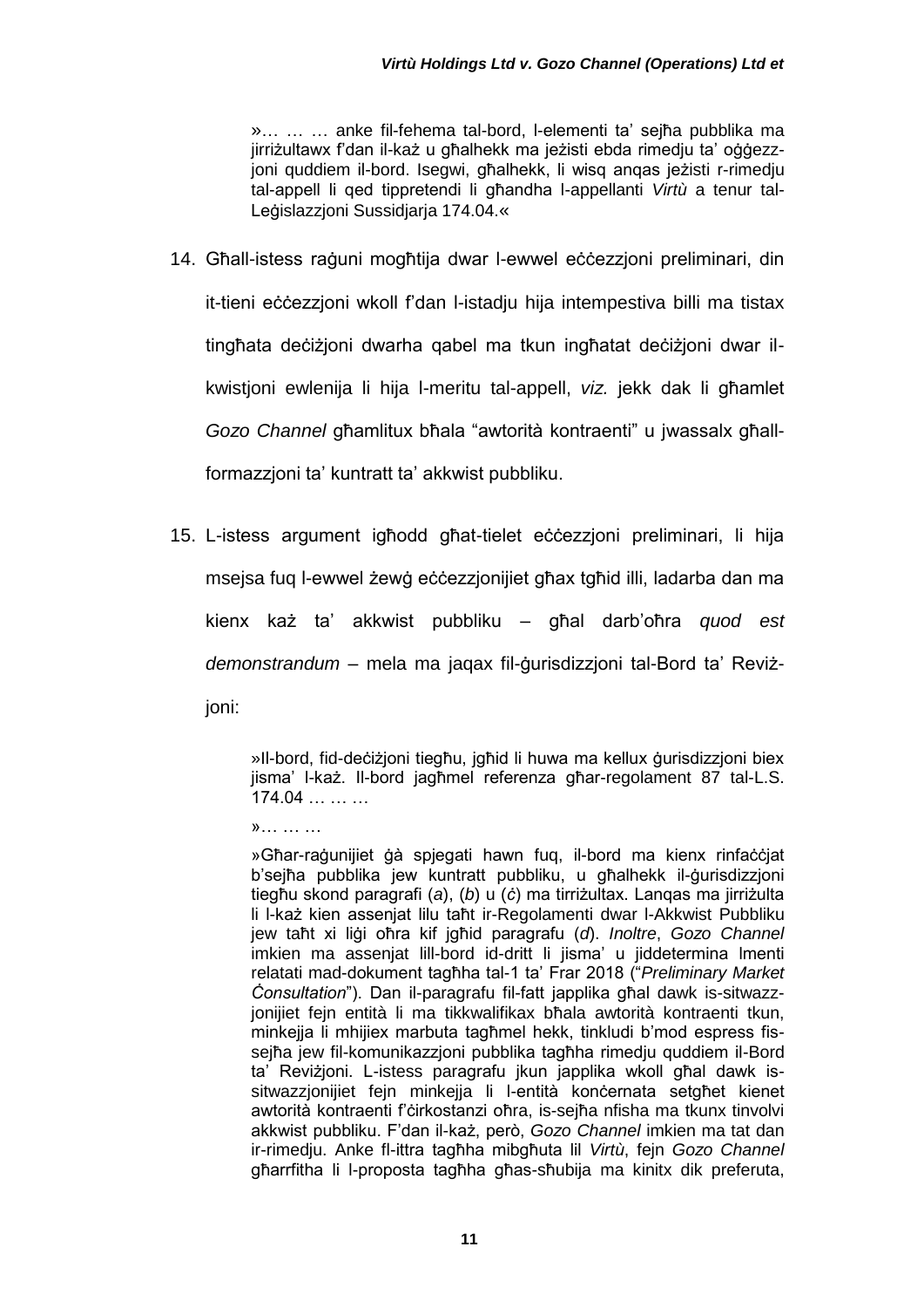»… … … anke fil-fehema tal-bord, l-elementi ta' sejħa pubblika ma jirriżultawx f'dan il-każ u għalhekk ma jeżisti ebda rimedju ta' oġġezz-joni quddiem il-bord. Isegwi, għalhekk, li wisq anqas jeżisti r-rimedju tal-appell li qed tippretendi li għandha l-appellanti *Virtù* a tenur tal-Leġislazzjoni Sussidjarja 174.04.«

14. Għall-istess raġuni mogħtija dwar l-ewwel eċċezzjoni preliminari, din it-tieni eċċezzjoni wkoll f'dan l-istadju hija intempestiva billi ma tistax tingħata deċiżjoni dwarha qabel ma tkun ingħatat deċiżjoni dwar il-kwistjoni ewlenija li hija l-meritu tal-appell, *viz.* jekk dak li għamlet *Gozo Channel* għamlitux bħala "awtorità kontraenti" u jwassalx għall-formazzjoni ta' kuntratt ta' akkwist pubbliku.

15. L-istess argument igħodd għat-tielet eċċezzjoni preliminari, li hija msejsa fuq l-ewwel żewġ eċċezzjonijiet għax tgħid illi, ladarba dan ma kienx każ ta' akkwist pubbliku – għal darb'oħra *quod est demonstrandum* – mela ma jaqax fil-ġurisdizzjoni tal-Bord ta' Reviż-joni:

»Il-bord, fid-deċiżjoni tiegħu, jgħid li huwa ma kellux ġurisdizzjoni biex jisma' l-każ. Il-bord jagħmel referenza għar-regolament 87 tal-L.S. 174.04 … … …

»… … …

»Għar-raġunijiet ġà spjegati hawn fuq, il-bord ma kienx rinfaċċjat b'sejħa pubblika jew kuntratt pubbliku, u għalhekk il-ġurisdizzjoni tiegħu skond paragrafi (*a*), (*b*) u (*ċ*) ma tirriżultax. Lanqas ma jirriżulta li l-każ kien assenjat lilu taħt ir-Regolamenti dwar l-Akkwist Pubbliku jew taħt xi liġi oħra kif jgħid paragrafu (*d*). *Inoltre*, *Gozo Channel* imkien ma assenjat lill-bord id-dritt li jisma' u jiddetermina lmenti relatati mad-dokument tagħha tal-1 ta' Frar 2018 ("*Preliminary Market Ċonsultation*"). Dan il-paragrafu fil-fatt japplika għal dawk is-sitwazz-jonijiet fejn entità li ma tikkwalifikax bħala awtorità kontraenti tkun, minkejja li mhijiex marbuta tagħmel hekk, tinkludi b'mod espress fis-sejħa jew fil-komunikazzjoni pubblika tagħha rimedju quddiem il-Bord ta' Reviżjoni. L-istess paragrafu jkun japplika wkoll għal dawk is-sitwazzjonijiet fejn minkejja li l-entità konċernata setgħet kienet awtorità kontraenti f'ċirkostanzi oħra, is-sejħa nfisha ma tkunx tinvolvi akkwist pubbliku. F'dan il-każ, però, *Gozo Channel* imkien ma tat dan ir-rimedju. Anke fl-ittra tagħha mibgħuta lil *Virtù*, fejn *Gozo Channel* għarrfitha li l-proposta tagħha għas-sħubija ma kinitx dik preferuta,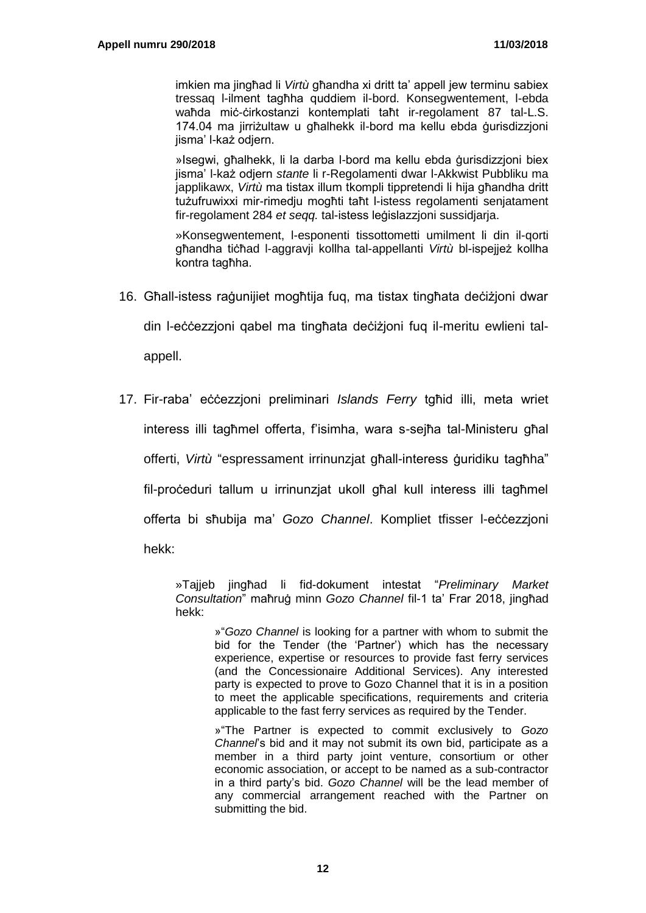imkien ma jingħad li *Virtù* għandha xi dritt ta' appell jew terminu sabiex tressaq l-ilment tagħha quddiem il-bord. Konsegwentement, l-ebda waħda miċ-ċirkostanzi kontemplati taħt ir-regolament 87 tal-L.S. 174.04 ma jirriżultaw u għalhekk il-bord ma kellu ebda ġurisdizzjoni jisma' l-każ odjern.

»Isegwi, għalhekk, li la darba l-bord ma kellu ebda ġurisdizzjoni biex jisma' l-każ odjern *stante* li r-Regolamenti dwar l-Akkwist Pubbliku ma japplikawx, *Virtù* ma tistax illum tkompli tippretendi li hija għandha dritt tużufruwixxi mir-rimedju mogħti taħt l-istess regolamenti senjatament fir-regolament 284 *et seqq.* tal-istess leġislazzjoni sussidjarja.

»Konsegwentement, l-esponenti tissottometti umilment li din il-qorti għandha tiċħad l-aggravji kollha tal-appellanti *Virtù* bl-ispejjeż kollha kontra tagħha.

16. Għall-istess raġunijiet mogħtija fuq, ma tistax tingħata deċiżjoni dwar din l-eċċezzjoni qabel ma tingħata deċiżjoni fuq il-meritu ewlieni tal-appell.

17. Fir-raba' eċċezzjoni preliminari *Islands Ferry* tgħid illi, meta wriet interess illi tagħmel offerta, f'isimha, wara s-sejħa tal-Ministeru għal offerti, *Virtù* "espressament irrinunzjat għall-interess ġuridiku tagħha" fil-proċeduri tallum u irrinunzjat ukoll għal kull interess illi tagħmel offerta bi sħubija ma' *Gozo Channel*. Kompliet tfisser l-eċċezzjoni hekk:

    »Tajjeb jingħad li fid-dokument intestat "*Preliminary Market Consultation*" maħruġ minn *Gozo Channel* fil-1 ta' Frar 2018, jingħad hekk:

        »"*Gozo Channel* is looking for a partner with whom to submit the bid for the Tender (the 'Partner') which has the necessary experience, expertise or resources to provide fast ferry services (and the Concessionaire Additional Services). Any interested party is expected to prove to Gozo Channel that it is in a position to meet the applicable specifications, requirements and criteria applicable to the fast ferry services as required by the Tender.

        »"The Partner is expected to commit exclusively to *Gozo Channel*'s bid and it may not submit its own bid, participate as a member in a third party joint venture, consortium or other economic association, or accept to be named as a sub-contractor in a third party's bid. *Gozo Channel* will be the lead member of any commercial arrangement reached with the Partner on submitting the bid.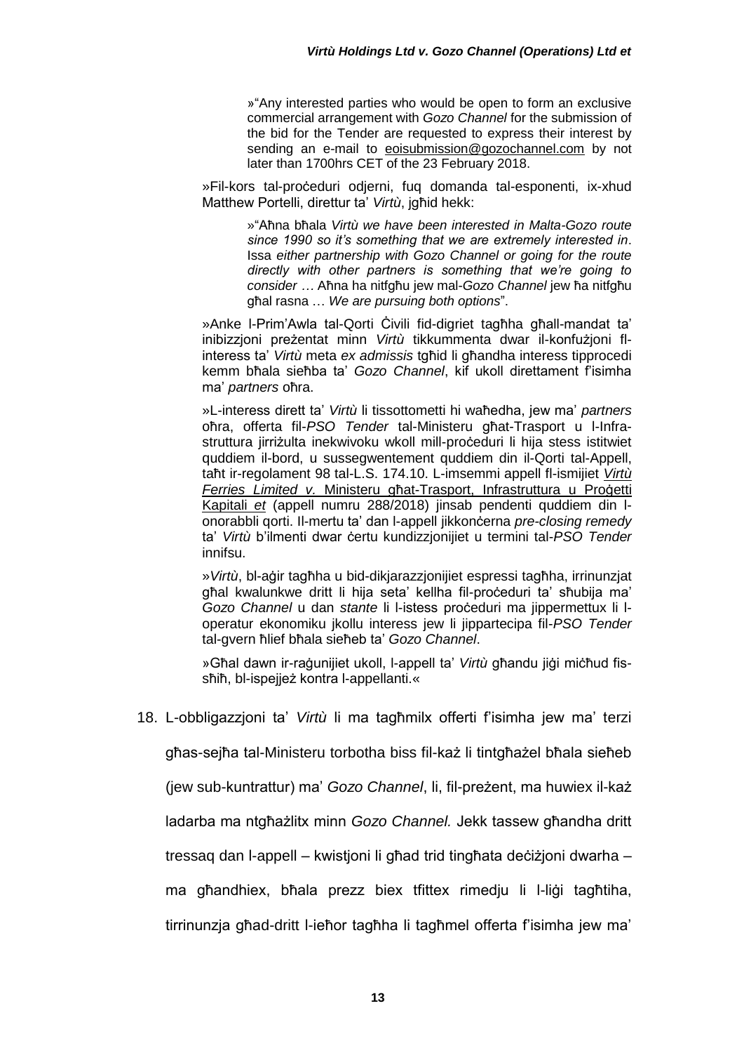»"Any interested parties who would be open to form an exclusive commercial arrangement with *Gozo Channel* for the submission of the bid for the Tender are requested to express their interest by sending an e-mail to eoisubmission@gozochannel.com by not later than 1700hrs CET of the 23 February 2018.

»Fil-kors tal-proċeduri odjerni, fuq domanda tal-esponenti, ix-xhud Matthew Portelli, direttur ta' *Virtù*, jgħid hekk:

»"Aħna bħala *Virtù we have been interested in Malta-Gozo route since 1990 so it's something that we are extremely interested in*. Issa *either partnership with Gozo Channel or going for the route directly with other partners is something that we're going to consider* … Aħna ha nitfgħu jew mal-*Gozo Channel* jew ħa nitfgħu għal rasna … *We are pursuing both options*".

»Anke l-Prim'Awla tal-Qorti Ċivili fid-digriet tagħha għall-mandat ta' inibizzjoni preżentat minn *Virtù* tikkummenta dwar il-konfużjoni fl-interess ta' *Virtù* meta *ex admissis* tgħid li għandha interess tipprocedi kemm bħala sieħba ta' *Gozo Channel*, kif ukoll direttament f'isimha ma' *partners* oħra.

»L-interess dirett ta' *Virtù* li tissottometti hi waħedha, jew ma' *partners* oħra, offerta fil-*PSO Tender* tal-Ministeru għat-Trasport u l-Infra-struttura jirriżulta inekwivoku wkoll mill-proċeduri li hija stess istitwiet quddiem il-bord, u sussegwentement quddiem din il-Qorti tal-Appell, taħt ir-regolament 98 tal-L.S. 174.10. L-imsemmi appell fl-ismijiet *Virtù Ferries Limited v.* Ministeru għat-Trasport, Infrastruttura u Proġetti Kapitali *et* (appell numru 288/2018) jinsab pendenti quddiem din l-onorabbli qorti. Il-mertu ta' dan l-appell jikkonċerna *pre-closing remedy* ta' *Virtù* b'ilmenti dwar ċertu kundizzjonijiet u termini tal-*PSO Tender* innifsu.

»*Virtù*, bl-aġir tagħha u bid-dikjarazzjonijiet espressi tagħha, irrinunzjat għal kwalunkwe dritt li hija seta' kellha fil-proċeduri ta' sħubija ma' *Gozo Channel* u dan *stante* li l-istess proċeduri ma jippermettux li l-operatur ekonomiku jkollu interess jew li jippartecipa fil-*PSO Tender* tal-gvern ħlief bħala sieħeb ta' *Gozo Channel*.

»Għal dawn ir-raġunijiet ukoll, l-appell ta' *Virtù* għandu jiġi miċħud fis-sħiħ, bl-ispejjeż kontra l-appellanti.«

18. L-obbligazzjoni ta' *Virtù* li ma tagħmilx offerti f'isimha jew ma' terzi għas-sejħa tal-Ministeru torbotha biss fil-każ li tintgħażel bħala sieħeb (jew sub-kuntrattur) ma' *Gozo Channel*, li, fil-preżent, ma huwiex il-każ ladarba ma ntgħażlitx minn *Gozo Channel.* Jekk tassew għandha dritt tressaq dan l-appell – kwistjoni li għad trid tingħata deċiżjoni dwarha – ma għandhiex, bħala prezz biex tfittex rimedju li l-liġi tagħtiha, tirrinunzja għad-dritt l-ieħor tagħha li tagħmel offerta f'isimha jew ma'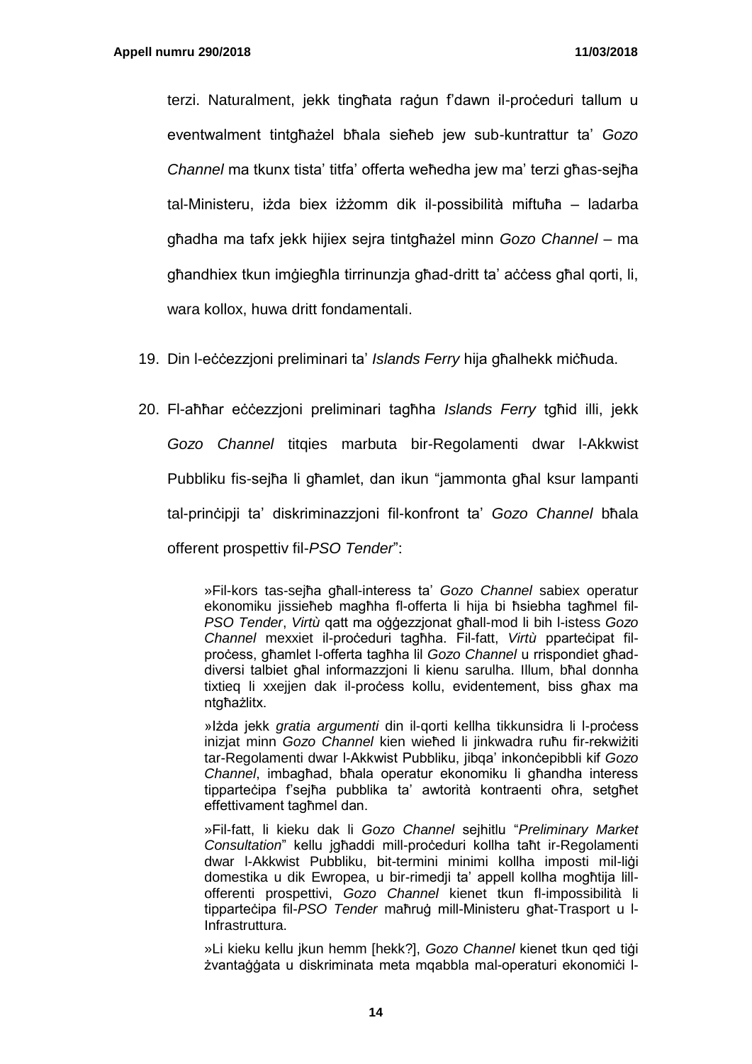terzi. Naturalment, jekk tingħata raġun f'dawn il-proċeduri tallum u eventwalment tintgħażel bħala sieħeb jew sub-kuntrattur ta' *Gozo Channel* ma tkunx tista' titfa' offerta weħedha jew ma' terzi għas-sejħa tal-Ministeru, iżda biex iżżomm dik il-possibilità miftuħa – ladarba għadha ma tafx jekk hijiex sejra tintgħażel minn *Gozo Channel* – ma għandhiex tkun imġiegħla tirrinunzja għad-dritt ta' aċċess għal qorti, li, wara kollox, huwa dritt fondamentali.

19. Din l-eċċezzjoni preliminari ta' *Islands Ferry* hija għalhekk miċħuda.

20. Fl-aħħar eċċezzjoni preliminari tagħha *Islands Ferry* tgħid illi, jekk *Gozo Channel* titqies marbuta bir-Regolamenti dwar l-Akkwist Pubbliku fis-sejħa li għamlet, dan ikun "jammonta għal ksur lampanti tal-prinċipji ta' diskriminazzjoni fil-konfront ta' *Gozo Channel* bħala offerent prospettiv fil-*PSO Tender*":

> »Fil-kors tas-sejħa għall-interess ta' *Gozo Channel* sabiex operatur ekonomiku jissieħeb magħha fl-offerta li hija bi ħsiebha tagħmel fil-*PSO Tender*, *Virtù* qatt ma oġġezzjonat għall-mod li bih l-istess *Gozo Channel* mexxiet il-proċeduri tagħha. Fil-fatt, *Virtù* pparteċipat fil-proċess, għamlet l-offerta tagħha lil *Gozo Channel* u rrispondiet għad-diversi talbiet għal informazzjoni li kienu sarulha. Illum, bħal donnha tixtieq li xxejjen dak il-proċess kollu, evidentement, biss għax ma ntgħażlitx.
>
> »Iżda jekk *gratia argumenti* din il-qorti kellha tikkunsidra li l-proċess inizjat minn *Gozo Channel* kien wieħed li jinkwadra ruħu fir-rekwiżiti tar-Regolamenti dwar l-Akkwist Pubbliku, jibqa' inkonċepibbli kif *Gozo Channel*, imbagħad, bħala operatur ekonomiku li għandha interess tipparteċipa f'sejħa pubblika ta' awtorità kontraenti oħra, setgħet effettivament tagħmel dan.
>
> »Fil-fatt, li kieku dak li *Gozo Channel* sejħitlu "*Preliminary Market Consultation*" kellu jgħaddi mill-proċeduri kollha taħt ir-Regolamenti dwar l-Akkwist Pubbliku, bit-termini minimi kollha imposti mil-liġi domestika u dik Ewropea, u bir-rimedji ta' appell kollha mogħtija lill-offerenti prospettivi, *Gozo Channel* kienet tkun fl-impossibilità li tipparteċipa fil-*PSO Tender* maħruġ mill-Ministeru għat-Trasport u l-Infrastruttura.
>
> »Li kieku kellu jkun hemm [hekk?], *Gozo Channel* kienet tkun qed tiġi żvantaġġata u diskriminata meta mqabbla mal-operaturi ekonomiċi l-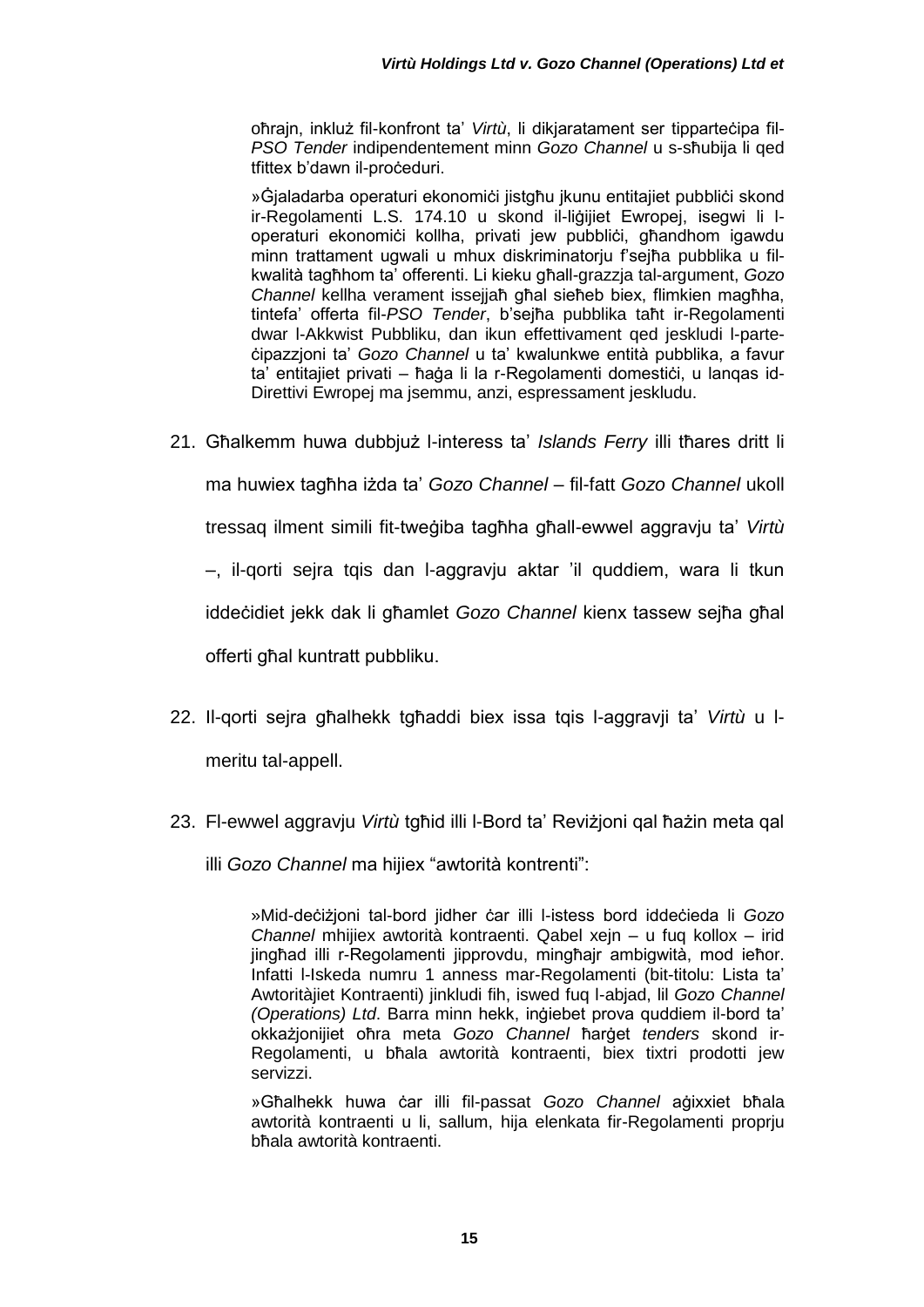oħrajn, inkluż fil-konfront ta' *Virtù*, li dikjaratament ser tipparteċipa fil-*PSO Tender* indipendentement minn *Gozo Channel* u s-sħubija li qed tfittex b'dawn il-proċeduri.

»Ġjaladarba operaturi ekonomiċi jistgħu jkunu entitajiet pubbliċi skond ir-Regolamenti L.S. 174.10 u skond il-liġijiet Ewropej, isegwi li l-operaturi ekonomiċi kollha, privati jew pubbliċi, għandhom igawdu minn trattament ugwali u mhux diskriminatorju f'sejħa pubblika u fil-kwalità tagħhom ta' offerenti. Li kieku għall-grazzja tal-argument, *Gozo Channel* kellha verament issejjaħ għal sieħeb biex, flimkien magħha, tintefa' offerta fil-*PSO Tender*, b'sejħa pubblika taħt ir-Regolamenti dwar l-Akkwist Pubbliku, dan ikun effettivament qed jeskludi l-parteċipazzjoni ta' *Gozo Channel* u ta' kwalunkwe entità pubblika, a favur ta' entitajiet privati – ħaġa li la r-Regolamenti domestiċi, u lanqas id-Direttivi Ewropej ma jsemmu, anzi, espressament jeskludu.

21. Għalkemm huwa dubbjuż l-interess ta' *Islands Ferry* illi tħares dritt li ma huwiex tagħha iżda ta' *Gozo Channel* – fil-fatt *Gozo Channel* ukoll tressaq ilment simili fit-tweġiba tagħha għall-ewwel aggravju ta' *Virtù* –, il-qorti sejra tqis dan l-aggravju aktar 'il quddiem, wara li tkun iddeċidiet jekk dak li għamlet *Gozo Channel* kienx tassew sejħa għal offerti għal kuntratt pubbliku.

22. Il-qorti sejra għalhekk tgħaddi biex issa tqis l-aggravji ta' *Virtù* u l-meritu tal-appell.

23. Fl-ewwel aggravju *Virtù* tgħid illi l-Bord ta' Reviżjoni qal ħażin meta qal illi *Gozo Channel* ma hijiex "awtorità kontrenti":

»Mid-deċiżjoni tal-bord jidher ċar illi l-istess bord iddeċieda li *Gozo Channel* mhijiex awtorità kontraenti. Qabel xejn – u fuq kollox – irid jingħad illi r-Regolamenti jipprovdu, mingħajr ambigwità, mod ieħor. Infatti l-Iskeda numru 1 anness mar-Regolamenti (bit-titolu: Lista ta' Awtoritàjiet Kontraenti) jinkludi fih, iswed fuq l-abjad, lil *Gozo Channel (Operations) Ltd*. Barra minn hekk, inġiebet prova quddiem il-bord ta' okkażjonijiet oħra meta *Gozo Channel* ħarġet *tenders* skond ir-Regolamenti, u bħala awtorità kontraenti, biex tixtri prodotti jew servizzi.

»Għalhekk huwa ċar illi fil-passat *Gozo Channel* aġixxiet bħala awtorità kontraenti u li, sallum, hija elenkata fir-Regolamenti proprju bħala awtorità kontraenti.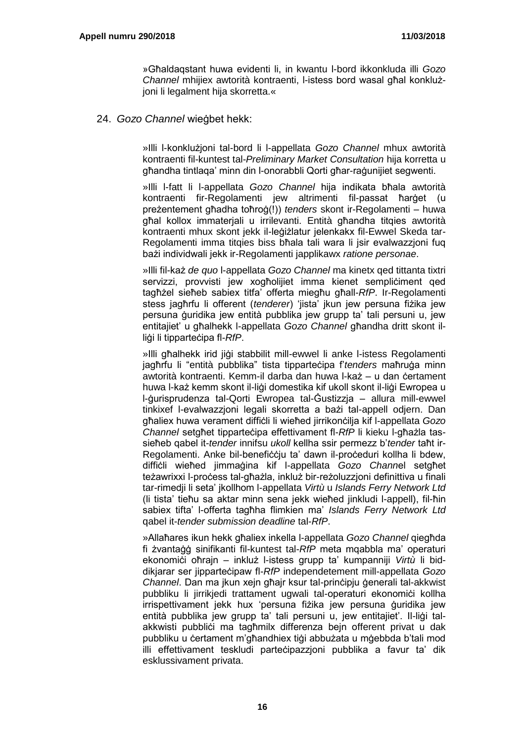»Għaldaqstant huwa evidenti li, in kwantu l-bord ikkonkluda illi *Gozo Channel* mhijiex awtorità kontraenti, l-istess bord wasal għal konklużjoni li legalment hija skorretta.«

24. *Gozo Channel* wieġbet hekk:

»Illi l-konklużjoni tal-bord li l-appellata *Gozo Channel* mhux awtorità kontraenti fil-kuntest tal-*Preliminary Market Consultation* hija korretta u għandha tintlaqa' minn din l-onorabbli Qorti għar-raġunijiet segwenti.

»Illi l-fatt li l-appellata *Gozo Channel* hija indikata bħala awtorità kontraenti fir-Regolamenti jew altrimenti fil-passat ħarġet (u preżentement għadha toħroġ(!)) *tenders* skont ir-Regolamenti – huwa għal kollox immaterjali u irrilevanti. Entità għandha titqies awtorità kontraenti mhux skont jekk il-leġiżlatur jelenkakx fl-Ewwel Skeda tar-Regolamenti imma titqies biss bħala tali wara li jsir evalwazzjoni fuq bażi individwali jekk ir-Regolamenti japplikawx *ratione personae*.

»Illi fil-każ *de quo* l-appellata *Gozo Channel* ma kinetx qed tittanta tixtri servizzi, provvisti jew xogħolijiet imma kienet sempliċiment qed tagħżel sieħeb sabiex titfa' offerta miegħu għall-*RfP*. Ir-Regolamenti stess jagħrfu li offerent (*tenderer*) 'jista' jkun jew persuna fiżika jew persuna ġuridika jew entità pubblika jew grupp ta' tali persuni u, jew entitajiet' u għalhekk l-appellata *Gozo Channel* għandha dritt skont il-liġi li tipparteċipa fl-*RfP*.

»Illi għalhekk irid jiġi stabbilit mill-ewwel li anke l-istess Regolamenti jagħrfu li "entità pubblika" tista tipparteċipa f'*tenders* maħruġa minn awtorità kontraenti. Kemm-il darba dan huwa l-każ – u dan ċertament huwa l-każ kemm skont il-liġi domestika kif ukoll skont il-liġi Ewropea u l-ġurisprudenza tal-Qorti Ewropea tal-Ġustizzja – allura mill-ewwel tinkixef l-evalwazzjoni legali skorretta a bażi tal-appell odjern. Dan għaliex huwa verament diffiċli li wieħed jirrikonċilja kif l-appellata *Gozo Channel* setgħet tipparteċipa effettivament fl-*RfP* li kieku l-għażla tas-sieħeb qabel it-*tender* innifsu *ukoll* kellha ssir permezz b'*tender* taħt ir-Regolamenti. Anke bil-benefiċċju ta' dawn il-proċeduri kollha li bdew, diffiċli wieħed jimmaġina kif l-appellata *Gozo Channel* setgħet teżawrixxi l-proċess tal-għażla, inkluż bir-reżoluzzjoni definittiva u finali tar-rimedji li seta' jkollhom l-appellata *Virtù* u *Islands Ferry Network Ltd* (li tista' tieħu sa aktar minn sena jekk wieħed jinkludi l-appell), fil-ħin sabiex tifta' l-offerta tagħha flimkien ma' *Islands Ferry Network Ltd* qabel it-*tender submission deadline* tal-*RfP*.

»Allaħares ikun hekk għaliex inkella l-appellata *Gozo Channel* qiegħda fi żvantaġġ sinifikanti fil-kuntest tal-*RfP* meta mqabbla ma' operaturi ekonomiċi oħrajn – inkluż l-istess grupp ta' kumpanniji *Virtù* li bid-dikjarar ser jipparteċipaw fl-*RfP* independetement mill-appellata *Gozo Channel*. Dan ma jkun xejn għajr ksur tal-prinċipju ġenerali tal-akkwist pubbliku li jirrikjedi trattament ugwali tal-operaturi ekonomiċi kollha irrispettivament jekk hux 'persuna fiżika jew persuna ġuridika jew entità pubblika jew grupp ta' tali persuni u, jew entitajiet'. Il-liġi tal-akkwisti pubbliċi ma tagħmilx differenza bejn offerent privat u dak pubbliku u ċertament m'għandhiex tiġi abbużata u mġebbda b'tali mod illi effettivament teskludi parteċipazzjoni pubblika a favur ta' dik esklussivament privata.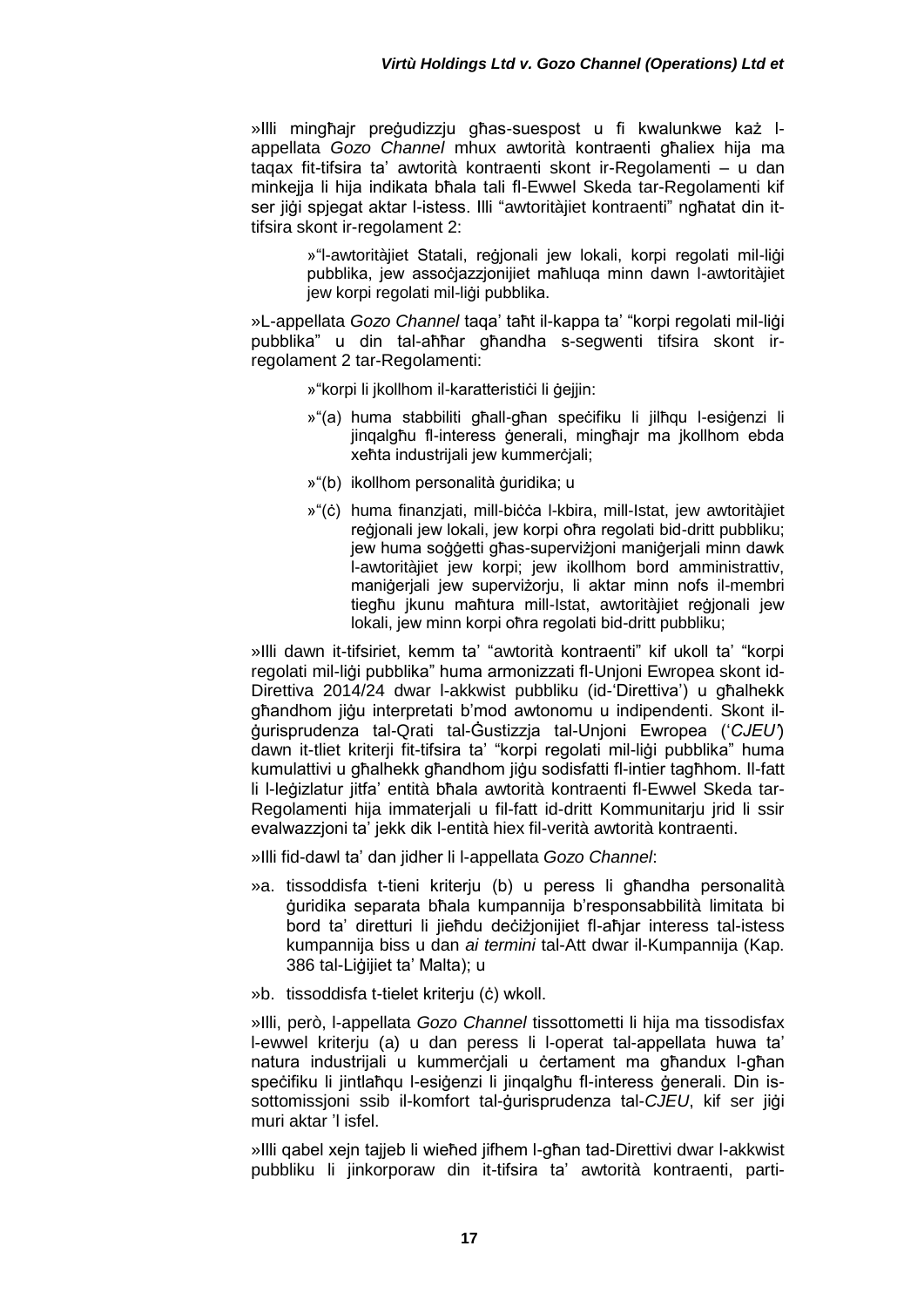»Illi mingħajr preġudizzju għas-suespost u fi kwalunkwe każ l-appellata *Gozo Channel* mhux awtorità kontraenti għaliex hija ma taqax fit-tifsira ta' awtorità kontraenti skont ir-Regolamenti – u dan minkejja li hija indikata bħala tali fl-Ewwel Skeda tar-Regolamenti kif ser jiġi spjegat aktar l-istess. Illi "awtoritàjiet kontraenti" ngħatat din it-tifsira skont ir-regolament 2:

> »"l-awtoritàjiet Statali, reġjonali jew lokali, korpi regolati mil-liġi pubblika, jew assoċjazzjonijiet maħluqa minn dawn l-awtoritàjiet jew korpi regolati mil-liġi pubblika.

»L-appellata *Gozo Channel* taqa' taħt il-kappa ta' "korpi regolati mil-liġi pubblika" u din tal-aħħar għandha s-segwenti tifsira skont ir-regolament 2 tar-Regolamenti:

> »"korpi li jkollhom il-karatteristiċi li ġejjin:
>
> »"(a) huma stabbiliti għall-għan speċifiku li jilħqu l-esiġenzi li jinqalgħu fl-interess ġenerali, mingħajr ma jkollhom ebda xeħta industrijali jew kummerċjali;
>
> »"(b) ikollhom personalità ġuridika; u
>
> »"(ċ) huma finanzjati, mill-biċċa l-kbira, mill-Istat, jew awtoritàjiet reġjonali jew lokali, jew korpi oħra regolati bid-dritt pubbliku; jew huma soġġetti għas-superviżjoni maniġerjali minn dawk l-awtoritàjiet jew korpi; jew ikollhom bord amministrattiv, maniġerjali jew superviżorju, li aktar minn nofs il-membri tiegħu jkunu maħtura mill-Istat, awtoritàjiet reġjonali jew lokali, jew minn korpi oħra regolati bid-dritt pubbliku;

»Illi dawn it-tifsiriet, kemm ta' "awtorità kontraenti" kif ukoll ta' "korpi regolati mil-liġi pubblika" huma armonizzati fl-Unjoni Ewropea skont id-Direttiva 2014/24 dwar l-akkwist pubbliku (id-'Direttiva') u għalhekk għandhom jiġu interpretati b'mod awtonomu u indipendenti. Skont il-ġurisprudenza tal-Qrati tal-Ġustizzja tal-Unjoni Ewropea ('*CJEU*') dawn it-tliet kriterji fit-tifsira ta' "korpi regolati mil-liġi pubblika" huma kumulattivi u għalhekk għandhom jiġu sodisfatti fl-intier tagħhom. Il-fatt li l-leġizlatur jitfa' entità bħala awtorità kontraenti fl-Ewwel Skeda tar-Regolamenti hija immaterjali u fil-fatt id-dritt Kommunitarju jrid li ssir evalwazzjoni ta' jekk dik l-entità hiex fil-verità awtorità kontraenti.

»Illi fid-dawl ta' dan jidher li l-appellata *Gozo Channel*:

»a. tissoddisfa t-tieni kriterju (b) u peress li għandha personalità ġuridika separata bħala kumpannija b'responsabbiltà limitata bi bord ta' diretturi li jieħdu deċiżjonijiet fl-aħjar interess tal-istess kumpannija biss u dan *ai termini* tal-Att dwar il-Kumpannija (Kap. 386 tal-Liġijiet ta' Malta); u

»b. tissoddisfa t-tielet kriterju (ċ) wkoll.

»Illi, però, l-appellata *Gozo Channel* tissottometti li hija ma tissodisfax l-ewwel kriterju (a) u dan peress li l-operat tal-appellata huwa ta' natura industrijali u kummerċjali u ċertament ma għandux l-għan speċifiku li jintlaħqu l-esiġenzi li jinqalgħu fl-interess ġenerali. Din is-sottomissjoni ssib il-komfort tal-ġurisprudenza tal-*CJEU*, kif ser jiġi muri aktar 'l isfel.

»Illi qabel xejn tajjeb li wieħed jifhem l-għan tad-Direttivi dwar l-akkwist pubbliku li jinkorporaw din it-tifsira ta' awtorità kontraenti, parti-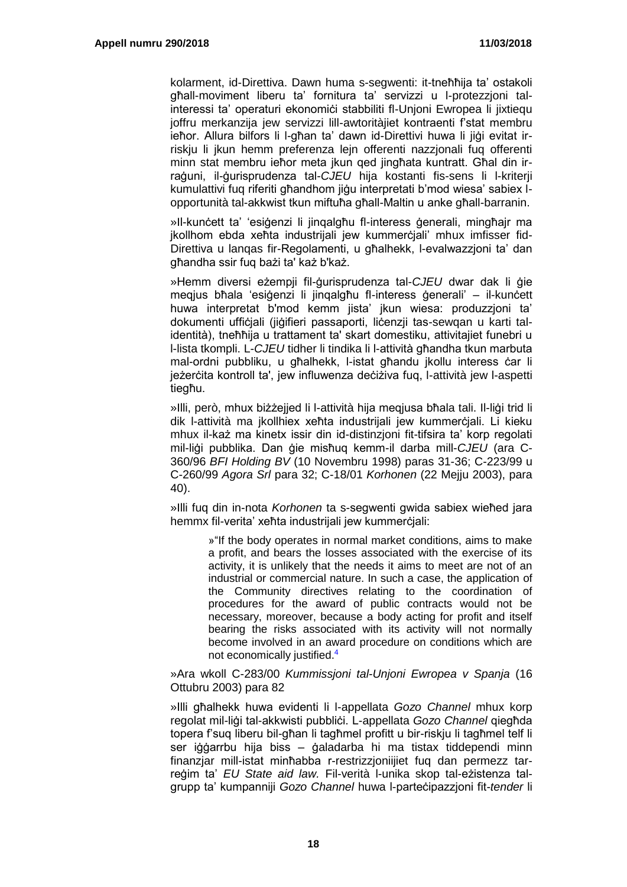kolarment, id-Direttiva. Dawn huma s-segwenti: it-tneħħija ta' ostakoli għall-moviment liberu ta' fornitura ta' servizzi u l-protezzjoni tal-interessi ta' operaturi ekonomiċi stabbiliti fl-Unjoni Ewropea li jixtiequ joffru merkanzija jew servizzi lill-awtoritàjiet kontraenti f'stat membru ieħor. Allura bilfors li l-għan ta' dawn id-Direttivi huwa li jiġi evitat ir-riskju li jkun hemm preferenza lejn offerenti nazzjonali fuq offerenti minn stat membru ieħor meta jkun qed jingħata kuntratt. Għal din ir-raġuni, il-ġurisprudenza tal-*CJEU* hija kostanti fis-sens li l-kriterji kumulattivi fuq riferiti għandhom jiġu interpretati b'mod wiesa' sabiex l-opportunità tal-akkwist tkun miftuħa għall-Maltin u anke għall-barranin.

»Il-kunċett ta' 'esiġenzi li jinqalgħu fl-interess ġenerali, mingħajr ma jkollhom ebda xeħta industrijali jew kummerċjali' mhux imfisser fid-Direttiva u lanqas fir-Regolamenti, u għalhekk, l-evalwazzjoni ta' dan għandha ssir fuq bażi ta' każ b'każ.

»Hemm diversi eżempji fil-ġurisprudenza tal-*CJEU* dwar dak li ġie meqjus bħala 'esiġenzi li jinqalgħu fl-interess ġenerali' – il-kunċett huwa interpretat b'mod kemm jista' jkun wiesa: produzzjoni ta' dokumenti uffiċjali (jiġifieri passaporti, liċenzji tas-sewqan u karti tal-identità), tneħħija u trattament ta' skart domestiku, attivitajiet funebri u l-lista tkompli. L-*CJEU* tidher li tindika li l-attività għandha tkun marbuta mal-ordni pubbliku, u għalhekk, l-istat għandu jkollu interess ċar li jeżerċita kontroll ta', jew influwenza deċiżiva fuq, l-attività jew l-aspetti tiegħu.

»Illi, però, mhux biżżejjed li l-attività hija meqjusa bħala tali. Il-liġi trid li dik l-attività ma jkollhiex xeħta industrijali jew kummerċjali. Li kieku mhux il-każ ma kinetx issir din id-distinzjoni fit-tifsira ta' korp regolati mil-liġi pubblika. Dan ġie misħuq kemm-il darba mill-*CJEU* (ara C-360/96 *BFI Holding BV* (10 Novembru 1998) paras 31-36; C-223/99 u C-260/99 *Agora Srl* para 32; C-18/01 *Korhonen* (22 Mejju 2003), para 40).

»Illi fuq din in-nota *Korhonen* ta s-segwenti gwida sabiex wieħed jara hemmx fil-verita' xeħta industrijali jew kummerċjali:

> »"If the body operates in normal market conditions, aims to make a profit, and bears the losses associated with the exercise of its activity, it is unlikely that the needs it aims to meet are not of an industrial or commercial nature. In such a case, the application of the Community directives relating to the coordination of procedures for the award of public contracts would not be necessary, moreover, because a body acting for profit and itself bearing the risks associated with its activity will not normally become involved in an award procedure on conditions which are not economically justified.[4]

»Ara wkoll C-283/00 *Kummissjoni tal-Unjoni Ewropea v Spanja* (16 Ottubru 2003) para 82

»Illi għalhekk huwa evidenti li l-appellata *Gozo Channel* mhux korp regolat mil-liġi tal-akkwisti pubbliċi. L-appellata *Gozo Channel* qiegħda topera f'suq liberu bil-għan li tagħmel profitt u bir-riskju li tagħmel telf li ser iġġarrbu hija biss – ġaladarba hi ma tistax tiddependi minn finanzjar mill-istat minħabba r-restrizzjoniijiet fuq dan permezz tar-reġim ta' *EU State aid law.* Fil-verità l-unika skop tal-eżistenza tal-grupp ta' kumpanniji *Gozo Channel* huwa l-parteċipazzjoni fit-*tender* li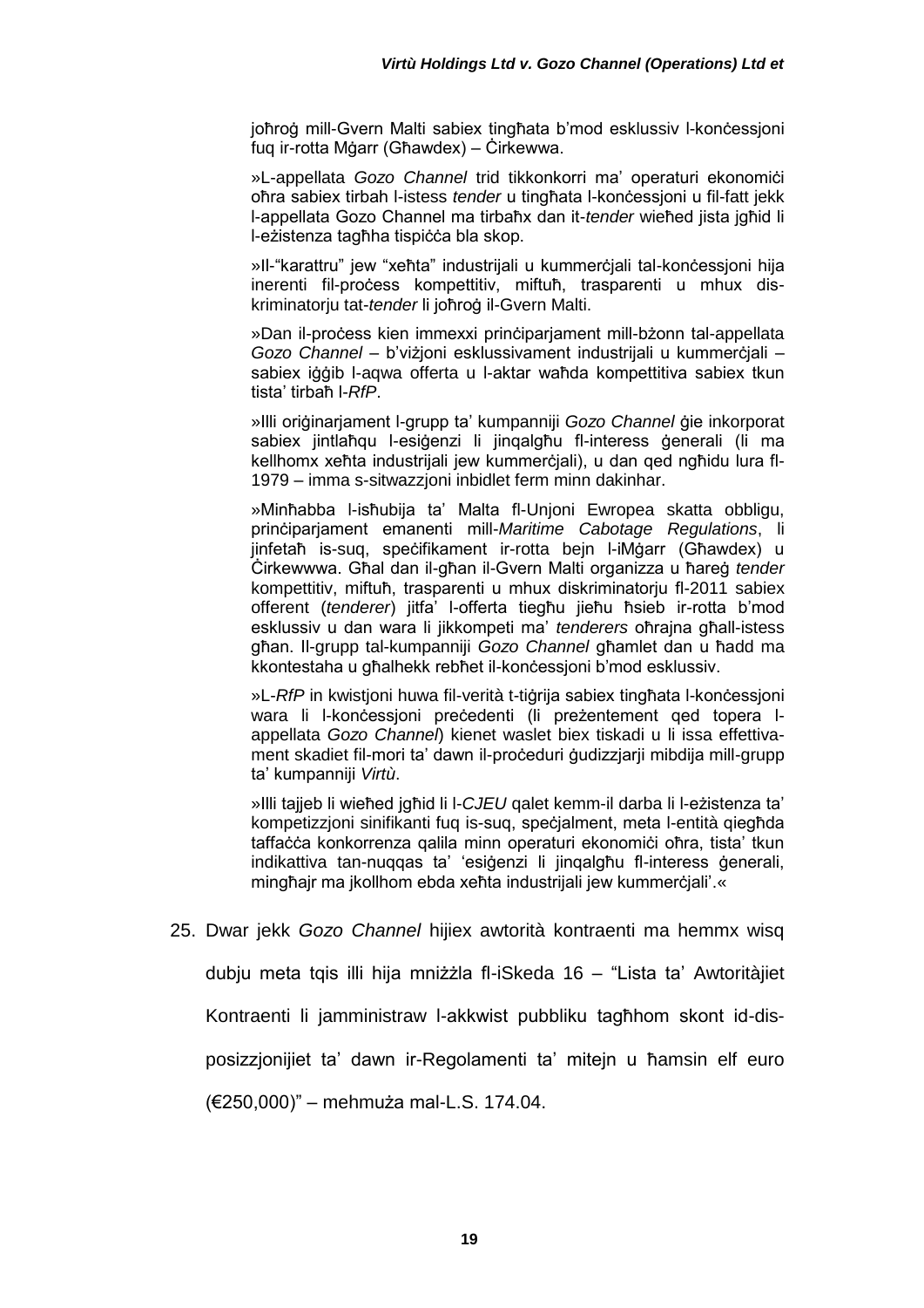joħroġ mill-Gvern Malti sabiex tingħata b'mod esklussiv l-konċessjoni fuq ir-rotta Mġarr (Għawdex) – Ċirkewwa.

»L-appellata *Gozo Channel* trid tikkonkorri ma' operaturi ekonomiċi oħra sabiex tirbaħ l-istess *tender* u tingħata l-konċessjoni u fil-fatt jekk l-appellata Gozo Channel ma tirbaħx dan it-*tender* wieħed jista jgħid li l-eżistenza tagħha tispiċċa bla skop.

»Il-"karattru" jew "xeħta" industrijali u kummerċjali tal-konċessjoni hija inerenti fil-proċess kompettitiv, miftuħ, trasparenti u mhux diskriminatorju tat-*tender* li joħroġ il-Gvern Malti.

»Dan il-proċess kien immexxi prinċiparjament mill-bżonn tal-appellata *Gozo Channel* – b'viżjoni esklussivament industrijali u kummerċjali – sabiex iġġib l-aqwa offerta u l-aktar waħda kompettitiva sabiex tkun tista' tirbaħ l-*RfP*.

»Illi oriġinarjament l-grupp ta' kumpanniji *Gozo Channel* ġie inkorporat sabiex jintlaħqu l-esiġenzi li jinqalgħu fl-interess ġenerali (li ma kellhomx xeħta industrijali jew kummerċjali), u dan qed ngħidu lura fl-1979 – imma s-sitwazzjoni inbidlet ferm minn dakinhar.

»Minħabba l-isħubija ta' Malta fl-Unjoni Ewropea skatta obbligu, prinċiparjament emanenti mill-*Maritime Cabotage Regulations*, li jinfetaħ is-suq, speċifikament ir-rotta bejn l-iMġarr (Għawdex) u Ċirkewwwa. Għal dan il-għan il-Gvern Malti organizza u ħareġ *tender* kompettitiv, miftuħ, trasparenti u mhux diskriminatorju fl-2011 sabiex offerent (*tenderer*) jitfa' l-offerta tiegħu jieħu ħsieb ir-rotta b'mod esklussiv u dan wara li jikkompeti ma' *tenderers* oħrajna għall-istess għan. Il-grupp tal-kumpanniji *Gozo Channel* għamlet dan u ħadd ma kkontestaha u għalhekk rebħet il-konċessjoni b'mod esklussiv.

»L-*RfP* in kwistjoni huwa fil-verità t-tiġrija sabiex tingħata l-konċessjoni wara li l-konċessjoni preċedenti (li preżentement qed topera l-appellata *Gozo Channel*) kienet waslet biex tiskadi u li issa effettivament skadiet fil-mori ta' dawn il-proċeduri ġudizzjarji mibdija mill-grupp ta' kumpanniji *Virtù*.

»Illi tajjeb li wieħed jgħid li l-*CJEU* qalet kemm-il darba li l-eżistenza ta' kompetizzjoni sinifikanti fuq is-suq, speċjalment, meta l-entità qiegħda taffaċċa konkorrenza qalila minn operaturi ekonomiċi oħra, tista' tkun indikattiva tan-nuqqas ta' 'esiġenzi li jinqalgħu fl-interess ġenerali, mingħajr ma jkollhom ebda xeħta industrijali jew kummerċjali'.«

25. Dwar jekk *Gozo Channel* hijiex awtorità kontraenti ma hemmx wisq dubju meta tqis illi hija mniżżla fl-iSkeda 16 – "Lista ta' Awtoritàjiet Kontraenti li jamministraw l-akkwist pubbliku tagħhom skont id-dispożizzjonijiet ta' dawn ir-Regolamenti ta' mitejn u ħamsin elf euro (€250,000)" – mehmuża mal-L.S. 174.04.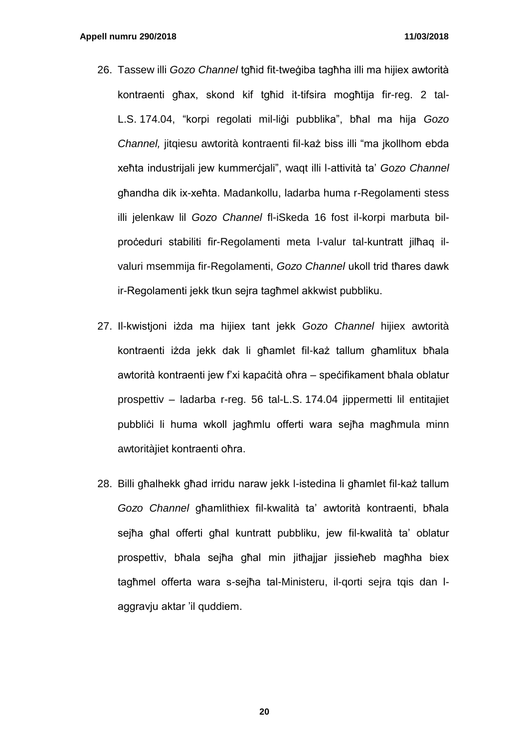26. Tassew illi *Gozo Channel* tgħid fit-tweġiba tagħha illi ma hijiex awtorità kontraenti għax, skond kif tgħid it-tifsira mogħtija fir-reg. 2 tal-L.S. 174.04, "korpi regolati mil-liġi pubblika", bħal ma hija *Gozo Channel,* jitqiesu awtorità kontraenti fil-każ biss illi "ma jkollhom ebda xeħta industrijali jew kummerċjali", waqt illi l-attività ta' *Gozo Channel* għandha dik ix-xeħta. Madankollu, ladarba huma r-Regolamenti stess illi jelenkaw lil *Gozo Channel* fl-iSkeda 16 fost il-korpi marbuta bil-proċeduri stabiliti fir-Regolamenti meta l-valur tal-kuntratt jilħaq il-valuri msemmija fir-Regolamenti, *Gozo Channel* ukoll trid tħares dawk ir-Regolamenti jekk tkun sejra tagħmel akkwist pubbliku.

27. Il-kwistjoni iżda ma hijiex tant jekk *Gozo Channel* hijiex awtorità kontraenti iżda jekk dak li għamlet fil-każ tallum għamlitux bħala awtorità kontraenti jew f'xi kapaċità oħra – speċifikament bħala oblatur prospettiv – ladarba r-reg. 56 tal-L.S. 174.04 jippermetti lil entitajiet pubbliċi li huma wkoll jagħmlu offerti wara sejħa magħmula minn awtoritàjiet kontraenti oħra.

28. Billi għalhekk għad irridu naraw jekk l-istedina li għamlet fil-każ tallum *Gozo Channel* għamlithiex fil-kwalità ta' awtorità kontraenti, bħala sejħa għal offerti għal kuntratt pubbliku, jew fil-kwalità ta' oblatur prospettiv, bħala sejħa għal min jitħajjar jissieħeb magħha biex tagħmel offerta wara s-sejħa tal-Ministeru, il-qorti sejra tqis dan l-aggravju aktar 'il quddiem.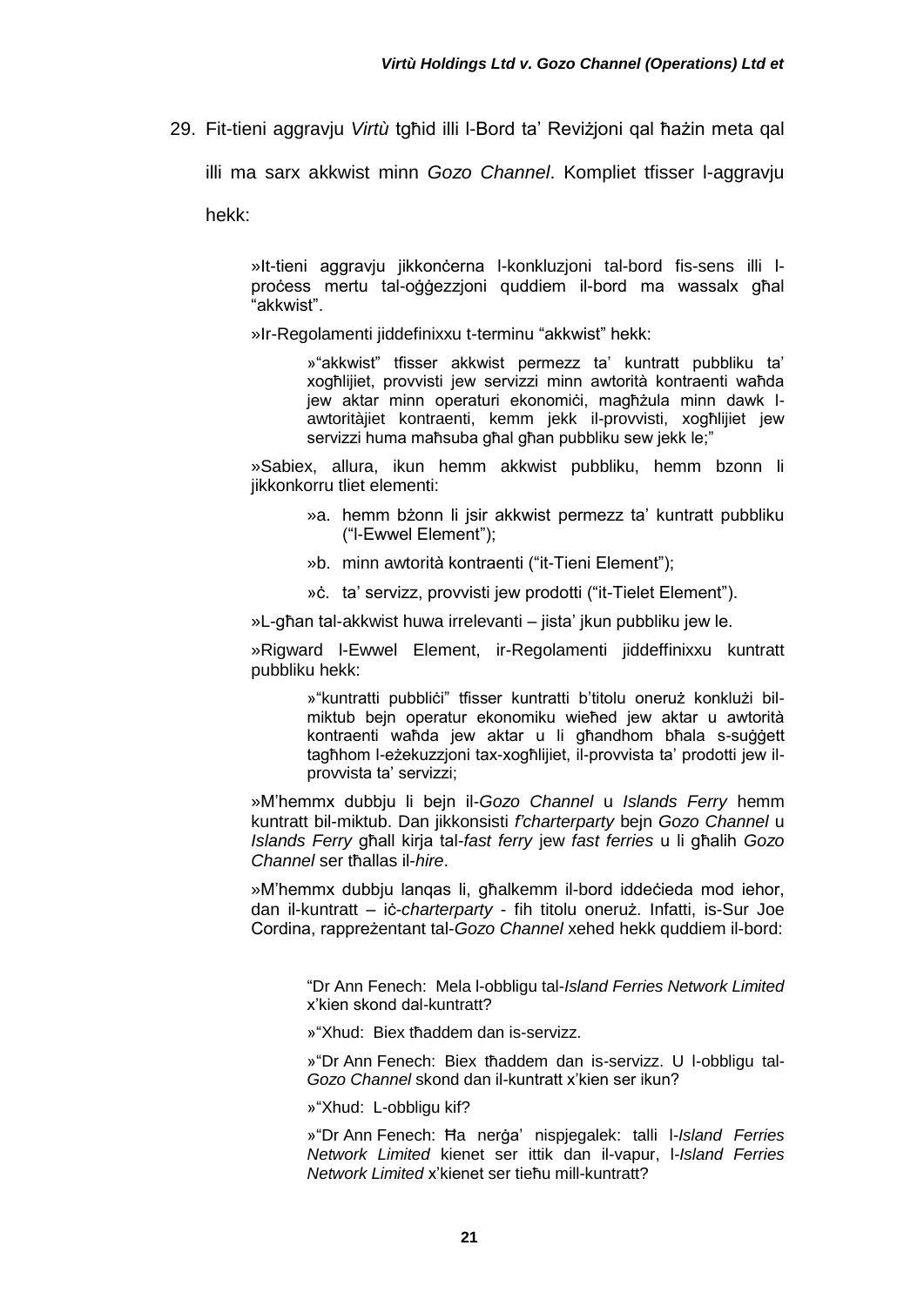29. Fit-tieni aggravju *Virtù* tgħid illi l-Bord ta' Reviżjoni qal ħażin meta qal illi ma sarx akkwist minn *Gozo Channel*. Kompliet tfisser l-aggravju hekk:

> »It-tieni aggravju jikkonċerna l-konkluzjoni tal-bord fis-sens illi l-proċess mertu tal-oġġezzjoni quddiem il-bord ma wassalx għal "akkwist".
>
> »Ir-Regolamenti jiddefinixxu t-terminu "akkwist" hekk:
>
> > »"akkwist" tfisser akkwist permezz ta' kuntratt pubbliku ta' xogħlijiet, provvisti jew servizzi minn awtorità kontraenti waħda jew aktar minn operaturi ekonomiċi, magħżula minn dawk l-awtoritàjiet kontraenti, kemm jekk il-provvisti, xogħlijiet jew servizzi huma maħsuba għal għan pubbliku sew jekk le;"
>
> »Sabiex, allura, ikun hemm akkwist pubbliku, hemm bzonn li jikkonkorru tliet elementi:
>
> > »a. hemm bżonn li jsir akkwist permezz ta' kuntratt pubbliku ("l-Ewwel Element");
> >
> > »b. minn awtorità kontraenti ("it-Tieni Element");
> >
> > »ċ. ta' servizz, provvisti jew prodotti ("it-Tielet Element").
>
> »L-għan tal-akkwist huwa irrelevanti – jista' jkun pubbliku jew le.
>
> »Rigward l-Ewwel Element, ir-Regolamenti jiddeffinixxu kuntratt pubbliku hekk:
>
> > »"kuntratti pubbliċi" tfisser kuntratti b'titolu oneruż konklużi bil-miktub bejn operatur ekonomiku wieħed jew aktar u awtorità kontraenti waħda jew aktar u li għandhom bħala s-suġġett tagħhom l-eżekuzzjoni tax-xogħlijiet, il-provvista ta' prodotti jew il-provvista ta' servizzi;
>
> »M'hemmx dubbju li bejn il-*Gozo Channel* u *Islands Ferry* hemm kuntratt bil-miktub. Dan jikkonsisti *f'charterparty* bejn *Gozo Channel* u *Islands Ferry* għall kirja tal-*fast ferry* jew *fast ferries* u li għalih *Gozo Channel* ser tħallas il-*hire*.
>
> »M'hemmx dubbju lanqas li, għalkemm il-bord iddeċieda mod ieħor, dan il-kuntratt – iċ-*charterparty* - fih titolu oneruż. Infatti, is-Sur Joe Cordina, rappreżentant tal-*Gozo Channel* xehed hekk quddiem il-bord:
>
> > "Dr Ann Fenech: Mela l-obbligu tal-*Island Ferries Network Limited* x'kien skond dal-kuntratt?
> >
> > »"Xhud: Biex tħaddem dan is-servizz.
> >
> > »"Dr Ann Fenech: Biex tħaddem dan is-servizz. U l-obbligu tal-*Gozo Channel* skond dan il-kuntratt x'kien ser ikun?
> >
> > »"Xhud: L-obbligu kif?
> >
> > »"Dr Ann Fenech: Ħa nerġa' nispjegalek: talli l-*Island Ferries Network Limited* kienet ser ittik dan il-vapur, l-*Island Ferries Network Limited* x'kienet ser tieħu mill-kuntratt?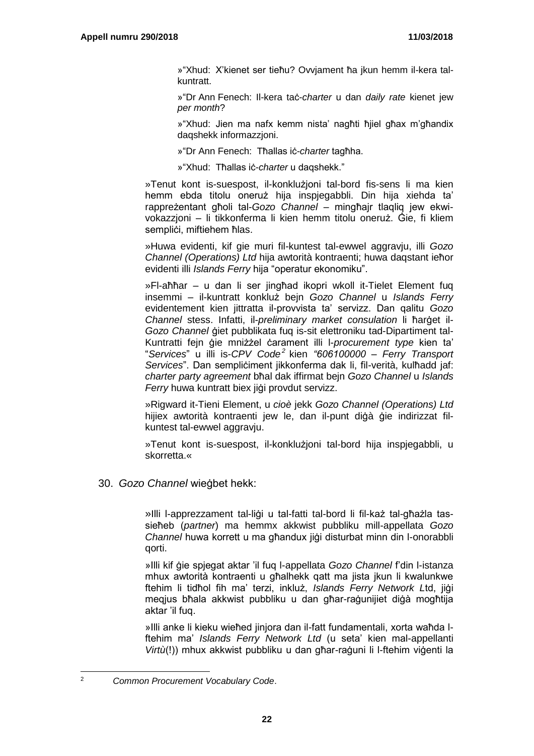»"Xhud: X'kienet ser tieħu? Ovvjament ħa jkun hemm il-kera tal-kuntratt.

»"Dr Ann Fenech: Il-kera taċ-*charter* u dan *daily rate* kienet jew *per month*?

»"Xhud: Jien ma nafx kemm nista' nagħti ħjiel għax m'għandix daqshekk informazzjoni.

»"Dr Ann Fenech: Tħallas iċ-*charter* tagħha.

»"Xhud: Tħallas iċ-*charter* u daqshekk."

»Tenut kont is-suespost, il-konklużjoni tal-bord fis-sens li ma kien hemm ebda titolu oneruż hija inspjegabbli. Din hija xiehda ta' rappreżentant għoli tal-*Gozo Channel* – mingħajr tlaqliq jew ekwivokazzjoni – li tikkonferma li kien hemm titolu oneruż. Ġie, fi kliem sempliċi, miftiehem ħlas.

»Huwa evidenti, kif gie muri fil-kuntest tal-ewwel aggravju, illi *Gozo Channel (Operations) Ltd* hija awtorità kontraenti; huwa daqstant ieħor evidenti illi *Islands Ferry* hija "operatur ekonomiku".

»Fl-aħħar – u dan li ser jingħad ikopri wkoll it-Tielet Element fuq insemmi – il-kuntratt konkluż bejn *Gozo Channel* u *Islands Ferry* evidentement kien jittratta il-provvista ta' servizz. Dan qalitu *Gozo Channel* stess. Infatti, il-*preliminary market consulation* li ħarġet il-*Gozo Channel* ġiet pubblikata fuq is-sit elettroniku tad-Dipartiment tal-Kuntratti fejn ġie mniżżel ċarament illi l-*procurement type* kien ta' "*Services*" u illi is-*CPV Code*[2] kien *"606100000 – Ferry Transport Services*". Dan sempliċiment jikkonferma dak li, fil-verità, kulħadd jaf: *charter party agreement* bħal dak iffirmat bejn *Gozo Channel* u *Islands Ferry* huwa kuntratt biex jiġi provdut servizz.

»Rigward it-Tieni Element, u *cioè* jekk *Gozo Channel (Operations) Ltd* hijiex awtorità kontraenti jew le, dan il-punt diġà ġie indirizzat fil-kuntest tal-ewwel aggravju.

»Tenut kont is-suespost, il-konklużjoni tal-bord hija inspjegabbli, u skorretta.«

30. *Gozo Channel* wieġbet hekk:

»Illi l-apprezzament tal-liġi u tal-fatti tal-bord li fil-każ tal-għażla tas-sieħeb (*partner*) ma hemmx akkwist pubbliku mill-appellata *Gozo Channel* huwa korrett u ma għandux jiġi disturbat minn din l-onorabbli qorti.

»Illi kif ġie spjegat aktar 'il fuq l-appellata *Gozo Channel* f'din l-istanza mhux awtorità kontraenti u għalhekk qatt ma jista jkun li kwalunkwe ftehim li tidħol fih ma' terzi, inkluż, *Islands Ferry Network L*td, jiġi meqjus bħala akkwist pubbliku u dan għar-raġunijiet diġà mogħtija aktar 'il fuq.

»Illi anke li kieku wieħed jinjora dan il-fatt fundamentali, xorta waħda l-ftehim ma' *Islands Ferry Network Ltd* (u seta' kien mal-appellanti *Virtù*(!)) mhux akkwist pubbliku u dan għar-raġuni li l-ftehim viġenti la

---

[2] *Common Procurement Vocabulary Code*.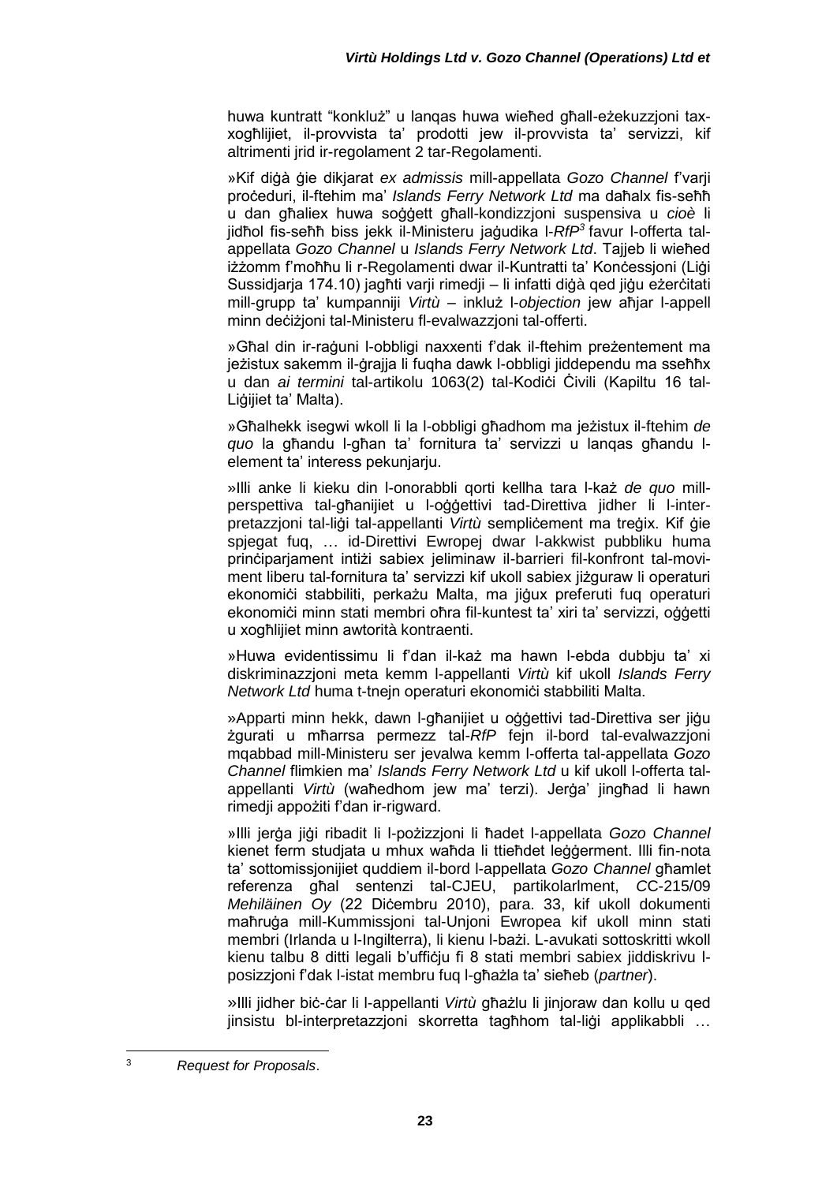huwa kuntratt "konkluż" u lanqas huwa wieħed għall-eżekuzzjoni tax-xogħlijiet, il-provvista ta' prodotti jew il-provvista ta' servizzi, kif altrimenti jrid ir-regolament 2 tar-Regolamenti.

»Kif diġà ġie dikjarat *ex admissis* mill-appellata *Gozo Channel* f'varji proċeduri, il-ftehim ma' *Islands Ferry Network Ltd* ma daħalx fis-seħħ u dan għaliex huwa soġġett għall-kondizzjoni suspensiva u *cioè* li jidħol fis-seħħ biss jekk il-Ministeru jaġudika l-*RfP*[3] favur l-offerta tal-appellata *Gozo Channel* u *Islands Ferry Network Ltd*. Tajjeb li wieħed iżżomm f'moħħu li r-Regolamenti dwar il-Kuntratti ta' Konċessjoni (Liġi Sussidjarja 174.10) jagħti varji rimedji – li infatti diġà qed jiġu eżerċitati mill-grupp ta' kumpanniji *Virtù* – inkluż l-*objection* jew aħjar l-appell minn deċiżjoni tal-Ministeru fl-evalwazzjoni tal-offerti.

»Għal din ir-raġuni l-obbligi naxxenti f'dak il-ftehim preżentement ma jeżistux sakemm il-ġrajja li fuqha dawk l-obbligi jiddependu ma sseħħx u dan *ai termini* tal-artikolu 1063(2) tal-Kodiċi Ċivili (Kapiltu 16 tal-Liġijiet ta' Malta).

»Għalhekk isegwi wkoll li la l-obbligi għadhom ma jeżistux il-ftehim *de quo* la għandu l-għan ta' fornitura ta' servizzi u lanqas għandu l-element ta' interess pekunjarju.

»Illi anke li kieku din l-onorabbli qorti kellha tara l-każ *de quo* mill-perspettiva tal-għanijiet u l-oġġettivi tad-Direttiva jidher li l-interpretazzjoni tal-liġi tal-appellanti *Virtù* sempliċement ma treġix. Kif ġie spjegat fuq, … id-Direttivi Ewropej dwar l-akkwist pubbliku huma prinċiparjament intiżi sabiex jeliminaw il-barrieri fil-konfront tal-moviment liberu tal-fornitura ta' servizzi kif ukoll sabiex jiżguraw li operaturi ekonomiċi stabbiliti, perkażu Malta, ma jiġux preferuti fuq operaturi ekonomiċi minn stati membri oħra fil-kuntest ta' xiri ta' servizzi, oġġetti u xogħlijiet minn awtorità kontraenti.

»Huwa evidentissimu li f'dan il-każ ma hawn l-ebda dubbju ta' xi diskriminazzjoni meta kemm l-appellanti *Virtù* kif ukoll *Islands Ferry Network Ltd* huma t-tnejn operaturi ekonomiċi stabbiliti Malta.

»Apparti minn hekk, dawn l-għanijiet u oġġettivi tad-Direttiva ser jiġu żgurati u mħarrsa permezz tal-*RfP* fejn il-bord tal-evalwazzjoni mqabbad mill-Ministeru ser jevalwa kemm l-offerta tal-appellata *Gozo Channel* flimkien ma' *Islands Ferry Network Ltd* u kif ukoll l-offerta tal-appellanti *Virtù* (waħedhom jew ma' terzi). Jerġa' jingħad li hawn rimedji appożiti f'dan ir-rigward.

»Illi jerġa jiġi ribadit li l-pożizzjoni li ħadet l-appellata *Gozo Channel* kienet ferm studjata u mhux waħda li ttieħdet leġġerment. Illi fin-nota ta' sottomissjonijiet quddiem il-bord l-appellata *Gozo Channel* għamlet referenza għal sentenzi tal-CJEU, partikolarlment, *C*C-215/09 *Mehiläinen Oy* (22 Diċembru 2010), para. 33, kif ukoll dokumenti maħruġa mill-Kummissjoni tal-Unjoni Ewropea kif ukoll minn stati membri (Irlanda u l-Ingilterra), li kienu l-bażi. L-avukati sottoskritti wkoll kienu talbu 8 ditti legali b'uffiċju fi 8 stati membri sabiex jiddiskrivu l-posizzjoni f'dak l-istat membru fuq l-għażla ta' sieħeb (*partner*).

»Illi jidher biċ-ċar li l-appellanti *Virtù* għażlu li jinjoraw dan kollu u qed jinsistu bl-interpretazzjoni skorretta tagħhom tal-liġi applikabbli …

---

[3] *Request for Proposals*.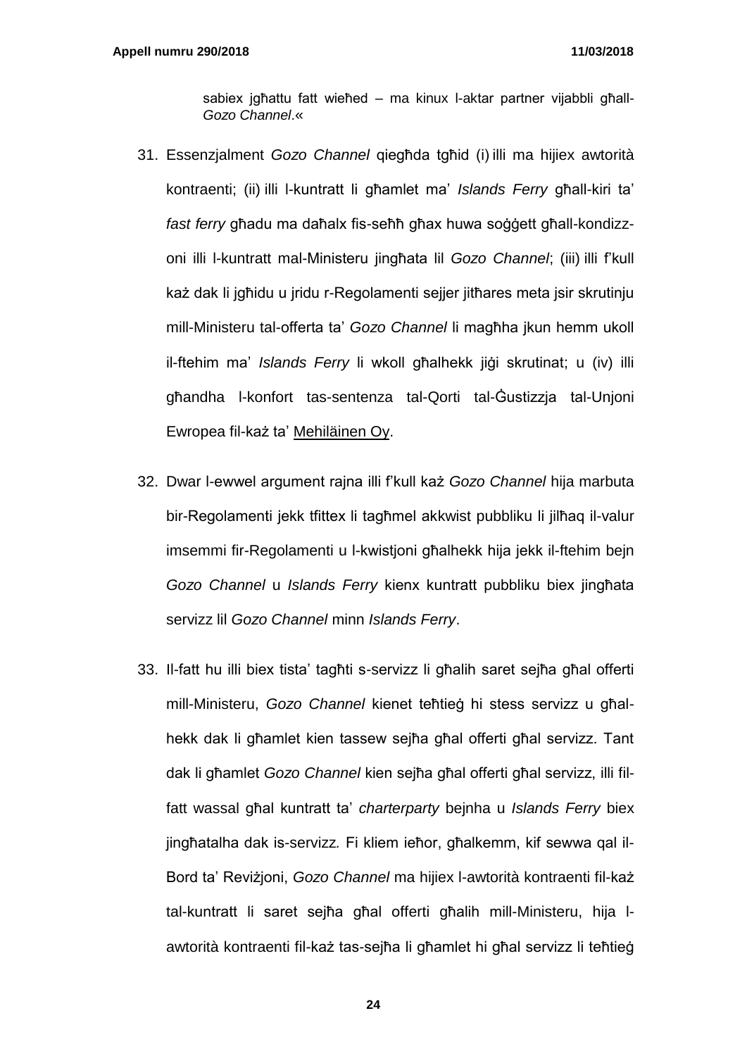sabiex jgħattu fatt wieħed – ma kinux l-aktar partner vijabbli għall-*Gozo Channel*.«

31. Essenzjalment *Gozo Channel* qiegħda tgħid (i) illi ma hijiex awtorità kontraenti; (ii) illi l-kuntratt li għamlet ma' *Islands Ferry* għall-kiri ta' *fast ferry* għadu ma daħalx fis-seħħ għax huwa soġġett għall-kondizzoni illi l-kuntratt mal-Ministeru jingħata lil *Gozo Channel*; (iii) illi f'kull każ dak li jgħidu u jridu r-Regolamenti sejjer jitħares meta jsir skrutinju mill-Ministeru tal-offerta ta' *Gozo Channel* li magħha jkun hemm ukoll il-ftehim ma' *Islands Ferry* li wkoll għalhekk jiġi skrutinat; u (iv) illi għandha l-konfort tas-sentenza tal-Qorti tal-Ġustizzja tal-Unjoni Ewropea fil-każ ta' Mehiläinen Oy.

32. Dwar l-ewwel argument rajna illi f'kull każ *Gozo Channel* hija marbuta bir-Regolamenti jekk tfittex li tagħmel akkwist pubbliku li jilħaq il-valur imsemmi fir-Regolamenti u l-kwistjoni għalhekk hija jekk il-ftehim bejn *Gozo Channel* u *Islands Ferry* kienx kuntratt pubbliku biex jingħata servizz lil *Gozo Channel* minn *Islands Ferry*.

33. Il-fatt hu illi biex tista' tagħti s-servizz li għalih saret sejħa għal offerti mill-Ministeru, *Gozo Channel* kienet teħtieġ hi stess servizz u għalhekk dak li għamlet kien tassew sejħa għal offerti għal servizz. Tant dak li għamlet *Gozo Channel* kien sejħa għal offerti għal servizz, illi fil-fatt wassal għal kuntratt ta' *charterparty* bejnha u *Islands Ferry* biex jingħatalha dak is-servizz. Fi kliem ieħor, għalkemm, kif sewwa qal il-Bord ta' Reviżjoni, *Gozo Channel* ma hijiex l-awtorità kontraenti fil-każ tal-kuntratt li saret sejħa għal offerti għalih mill-Ministeru, hija l-awtorità kontraenti fil-każ tas-sejħa li għamlet hi għal servizz li teħtieġ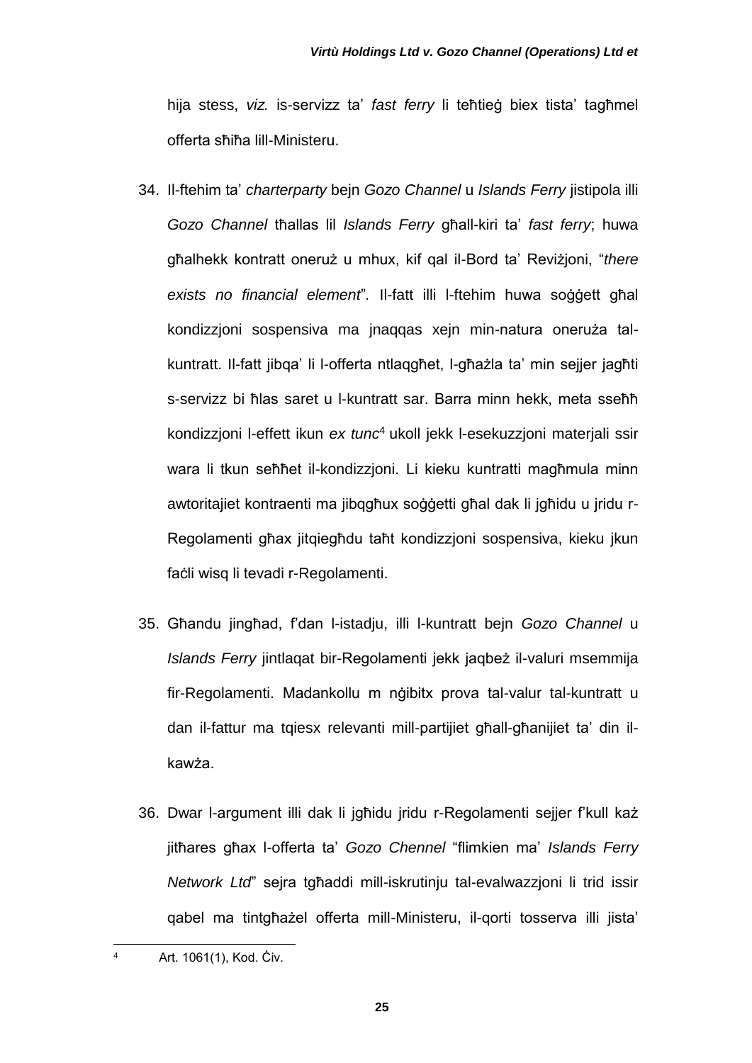hija stess, *viz.* is-servizz ta' *fast ferry* li teħtieġ biex tista' tagħmel offerta sħiħa lill-Ministeru.

34. Il-ftehim ta' *charterparty* bejn *Gozo Channel* u *Islands Ferry* jistipola illi *Gozo Channel* tħallas lil *Islands Ferry* għall-kiri ta' *fast ferry*; huwa għalhekk kontratt oneruż u mhux, kif qal il-Bord ta' Reviżjoni, "*there exists no financial element*". Il-fatt illi l-ftehim huwa soġġett għal kondizzjoni sospensiva ma jnaqqas xejn min-natura oneruża tal-kuntratt. Il-fatt jibqa' li l-offerta ntlaqgħet, l-għażla ta' min sejjer jagħti s-servizz bi ħlas saret u l-kuntratt sar. Barra minn hekk, meta sseħħ kondizzjoni l-effett ikun *ex tunc*[4] ukoll jekk l-esekuzzjoni materjali ssir wara li tkun seħħet il-kondizzjoni. Li kieku kuntratti magħmula minn awtoritajiet kontraenti ma jibqgħux soġġetti għal dak li jgħidu u jridu r-Regolamenti għax jitqiegħdu taħt kondizzjoni sospensiva, kieku jkun faċli wisq li tevadi r-Regolamenti.

35. Għandu jingħad, f'dan l-istadju, illi l-kuntratt bejn *Gozo Channel* u *Islands Ferry* jintlaqat bir-Regolamenti jekk jaqbeż il-valuri msemmija fir-Regolamenti. Madankollu m nġibitx prova tal-valur tal-kuntratt u dan il-fattur ma tqiesx relevanti mill-partijiet għall-għanijiet ta' din il-kawża.

36. Dwar l-argument illi dak li jgħidu jridu r-Regolamenti sejjer f'kull każ jitħares għax l-offerta ta' *Gozo Chennel* "flimkien ma' *Islands Ferry Network Ltd*" sejra tgħaddi mill-iskrutinju tal-evalwazzjoni li trid issir qabel ma tintgħażel offerta mill-Ministeru, il-qorti tosserva illi jista'

---

[4] Art. 1061(1), Kod. Ċiv.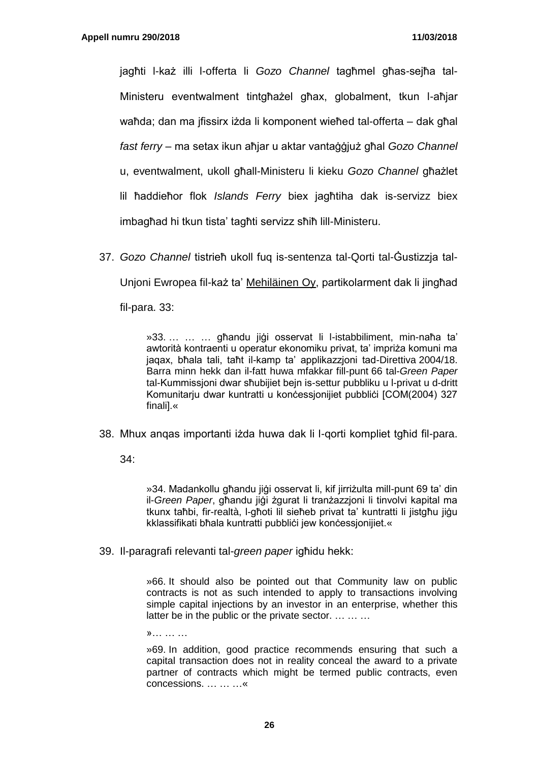jagħti l-każ illi l-offerta li *Gozo Channel* tagħmel għas-sejħa tal-Ministeru eventwalment tintgħażel għax, globalment, tkun l-aħjar waħda; dan ma jfissirx iżda li komponent wieħed tal-offerta – dak għal *fast ferry* – ma setax ikun aħjar u aktar vantaġġjuż għal *Gozo Channel* u, eventwalment, ukoll għall-Ministeru li kieku *Gozo Channel* għażlet lil ħaddieħor flok *Islands Ferry* biex jagħtiha dak is-servizz biex imbagħad hi tkun tista' tagħti servizz sħiħ lill-Ministeru.

37. *Gozo Channel* tistrieħ ukoll fuq is-sentenza tal-Qorti tal-Ġustizzja tal-Unjoni Ewropea fil-każ ta' <u>Mehiläinen Oy</u>, partikolarment dak li jingħad fil-para. 33:

> »33. … … … għandu jiġi osservat li l-istabbiliment, min-naħa ta' awtorità kontraenti u operatur ekonomiku privat, ta' impriża komuni ma jaqax, bħala tali, taħt il-kamp ta' applikazzjoni tad-Direttiva 2004/18. Barra minn hekk dan il-fatt huwa mfakkar fil-punt 66 tal-*Green Paper* tal-Kummissjoni dwar sħubijiet bejn is-settur pubbliku u l-privat u d-dritt Komunitarju dwar kuntratti u konċessjonijiet pubbliċi [COM(2004) 327 finali].«

38. Mhux anqas importanti iżda huwa dak li l-qorti kompliet tgħid fil-para. 34:

> »34. Madankollu għandu jiġi osservat li, kif jirriżulta mill-punt 69 ta' din il-*Green Paper*, għandu jiġi żgurat li tranżazzjoni li tinvolvi kapital ma tkunx taħbi, fir-realtà, l-għoti lil sieħeb privat ta' kuntratti li jistgħu jiġu kklassifikati bħala kuntratti pubbliċi jew konċessjonijiet.«

39. Il-paragrafi relevanti tal-*green paper* igħidu hekk:

> »66. It should also be pointed out that Community law on public contracts is not as such intended to apply to transactions involving simple capital injections by an investor in an enterprise, whether this latter be in the public or the private sector. … … …
>
> »… … …
>
> »69. In addition, good practice recommends ensuring that such a capital transaction does not in reality conceal the award to a private partner of contracts which might be termed public contracts, even concessions. … … …«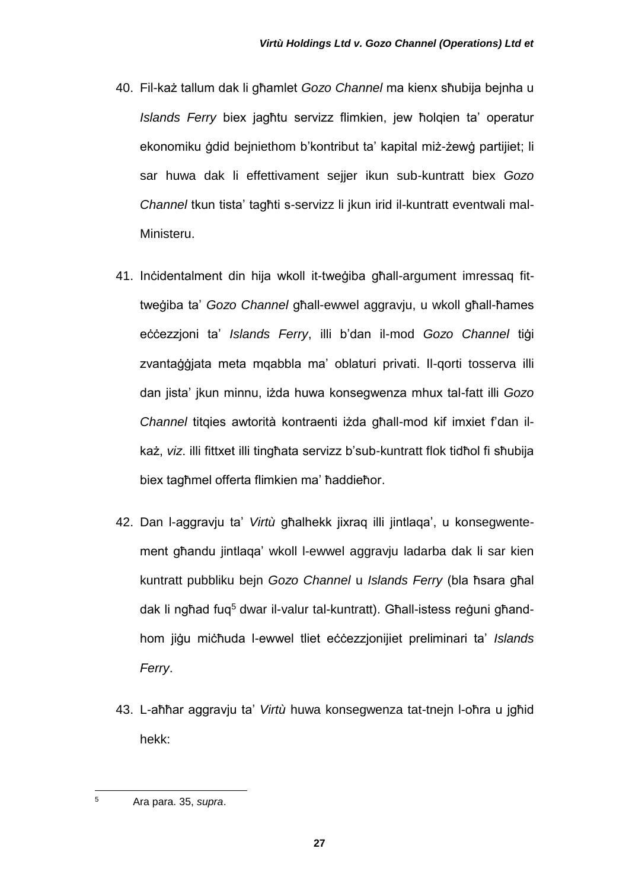40. Fil-każ tallum dak li għamlet *Gozo Channel* ma kienx sħubija bejnha u *Islands Ferry* biex jagħtu servizz flimkien, jew ħolqien ta' operatur ekonomiku ġdid bejniethom b'kontribut ta' kapital miż-żewġ partijiet; li sar huwa dak li effettivament sejjer ikun sub-kuntratt biex *Gozo Channel* tkun tista' tagħti s-servizz li jkun irid il-kuntratt eventwali mal-Ministeru.

41. Inċidentalment din hija wkoll it-tweġiba għall-argument imressaq fit-tweġiba ta' *Gozo Channel* għall-ewwel aggravju, u wkoll għall-ħames eċċezzjoni ta' *Islands Ferry*, illi b'dan il-mod *Gozo Channel* tiġi zvantaġġjata meta mqabbla ma' oblaturi privati. Il-qorti tosserva illi dan jista' jkun minnu, iżda huwa konsegwenza mhux tal-fatt illi *Gozo Channel* titqies awtorità kontraenti iżda għall-mod kif imxiet f'dan il-każ, *viz*. illi fittxet illi tingħata servizz b'sub-kuntratt flok tidħol fi sħubija biex tagħmel offerta flimkien ma' ħaddieħor.

42. Dan l-aggravju ta' *Virtù* għalhekk jixraq illi jintlaqa', u konsegwentement għandu jintlaqa' wkoll l-ewwel aggravju ladarba dak li sar kien kuntratt pubbliku bejn *Gozo Channel* u *Islands Ferry* (bla ħsara għal dak li ngħad fuq[5] dwar il-valur tal-kuntratt). Għall-istess reġuni għandhom jiġu miċħuda l-ewwel tliet eċċezzjonijiet preliminari ta' *Islands Ferry*.

43. L-aħħar aggravju ta' *Virtù* huwa konsegwenza tat-tnejn l-oħra u jgħid hekk:

---

[5] Ara para. 35, *supra*.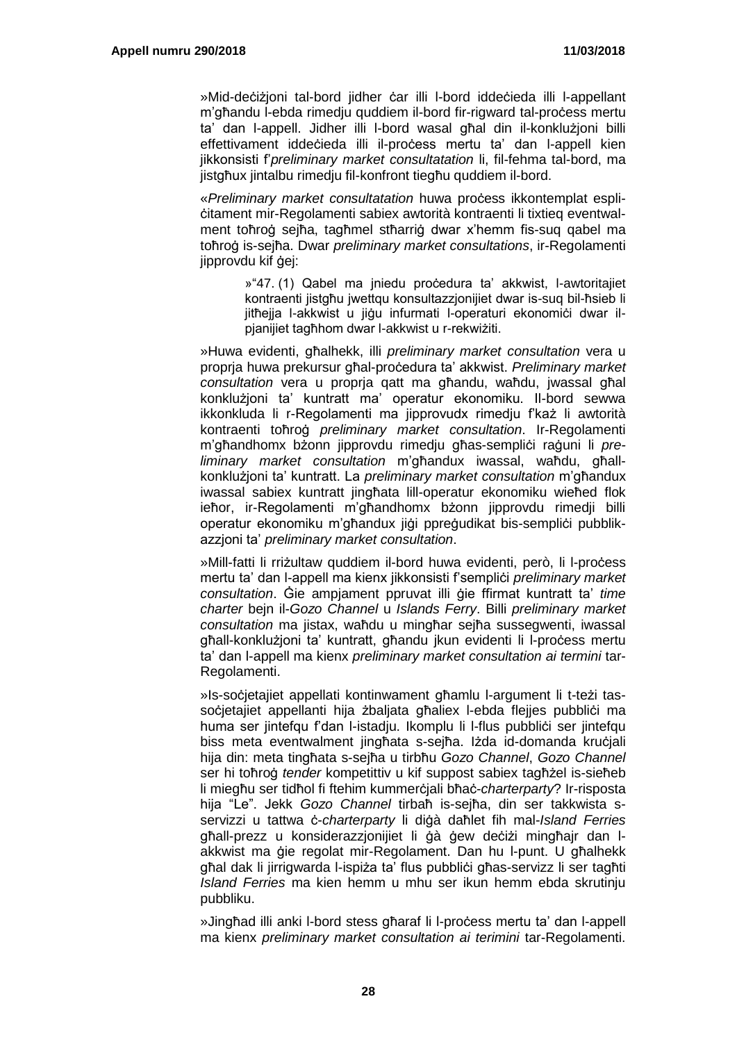»Mid-deċiżjoni tal-bord jidher ċar illi l-bord iddeċieda illi l-appellant m'għandu l-ebda rimedju quddiem il-bord fir-rigward tal-proċess mertu ta' dan l-appell. Jidher illi l-bord wasal għal din il-konklużjoni billi effettivament iddeċieda illi il-proċess mertu ta' dan l-appell kien jikkonsisti f'*preliminary market consultatation* li, fil-fehma tal-bord, ma jistgħux jintalbu rimedju fil-konfront tiegħu quddiem il-bord.

«*Preliminary market consultatation* huwa proċess ikkontemplat espliċitament mir-Regolamenti sabiex awtorità kontraenti li tixtieq eventwalment toħroġ sejħa, tagħmel stħarriġ dwar x'hemm fis-suq qabel ma toħroġ is-sejħa. Dwar *preliminary market consultations*, ir-Regolamenti jipprovdu kif ġej:

> »"47. (1) Qabel ma jniedu proċedura ta' akkwist, l-awtoritajiet kontraenti jistgħu jwettqu konsultazzjonijiet dwar is-suq bil-ħsieb li jitħejja l-akkwist u jiġu infurmati l-operaturi ekonomiċi dwar il-pjanijiet tagħhom dwar l-akkwist u r-rekwiżiti.

»Huwa evidenti, għalhekk, illi *preliminary market consultation* vera u proprja huwa prekursur għal-proċedura ta' akkwist. *Preliminary market consultation* vera u proprja qatt ma għandu, waħdu, jwassal għal konklużjoni ta' kuntratt ma' operatur ekonomiku. Il-bord sewwa ikkonkluda li r-Regolamenti ma jipprovudx rimedju f'każ li awtorità kontraenti toħroġ *preliminary market consultation*. Ir-Regolamenti m'għandhomx bżonn jipprovdu rimedju għas-sempliċi raġuni li *preliminary market consultation* m'għandux iwassal, waħdu, għall-konklużjoni ta' kuntratt. La *preliminary market consultation* m'għandux iwassal sabiex kuntratt jingħata lill-operatur ekonomiku wieħed flok ieħor, ir-Regolamenti m'għandhomx bżonn jipprovdu rimedji billi operatur ekonomiku m'għandux jiġi ppreġudikat bis-sempliċi pubblikazzjoni ta' *preliminary market consultation*.

»Mill-fatti li rriżultaw quddiem il-bord huwa evidenti, però, li l-proċess mertu ta' dan l-appell ma kienx jikkonsisti f'sempliċi *preliminary market consultation*. Ġie ampjament ppruvat illi ġie ffirmat kuntratt ta' *time charter* bejn il-*Gozo Channel* u *Islands Ferry*. Billi *preliminary market consultation* ma jistax, waħdu u mingħar sejħa sussegwenti, iwassal għall-konklużjoni ta' kuntratt, għandu jkun evidenti li l-proċess mertu ta' dan l-appell ma kienx *preliminary market consultation ai termini* tar-Regolamenti.

»Is-soċjetajiet appellati kontinwament għamlu l-argument li t-teżi tas-soċjetajiet appellanti hija żbaljata għaliex l-ebda flejjes pubbliċi ma huma ser jintefqu f'dan l-istadju. Ikomplu li l-flus pubbliċi ser jintefqu biss meta eventwalment jingħata s-sejħa. Iżda id-domanda kruċjali hija din: meta tingħata s-sejħa u tirbħu *Gozo Channel*, *Gozo Channel* ser hi toħroġ *tender* kompetittiv u kif suppost sabiex tagħżel is-sieħeb li miegħu ser tidħol fi ftehim kummerċjali bħaċ-*charterparty*? Ir-risposta hija "Le". Jekk *Gozo Channel* tirbaħ is-sejħa, din ser takkwista s-servizzi u tattwa ċ-*charterparty* li diġà daħlet fih mal-*Island Ferries* għall-prezz u konsiderazzjonijiet li ġà ġew deċiżi mingħajr dan l-akkwist ma ġie regolat mir-Regolament. Dan hu l-punt. U għalhekk għal dak li jirrigwarda l-ispiża ta' flus pubbliċi għas-servizz li ser tagħti *Island Ferries* ma kien hemm u mhu ser ikun hemm ebda skrutinju pubbliku.

»Jingħad illi anki l-bord stess għaraf li l-proċess mertu ta' dan l-appell ma kienx *preliminary market consultation ai terimini* tar-Regolamenti.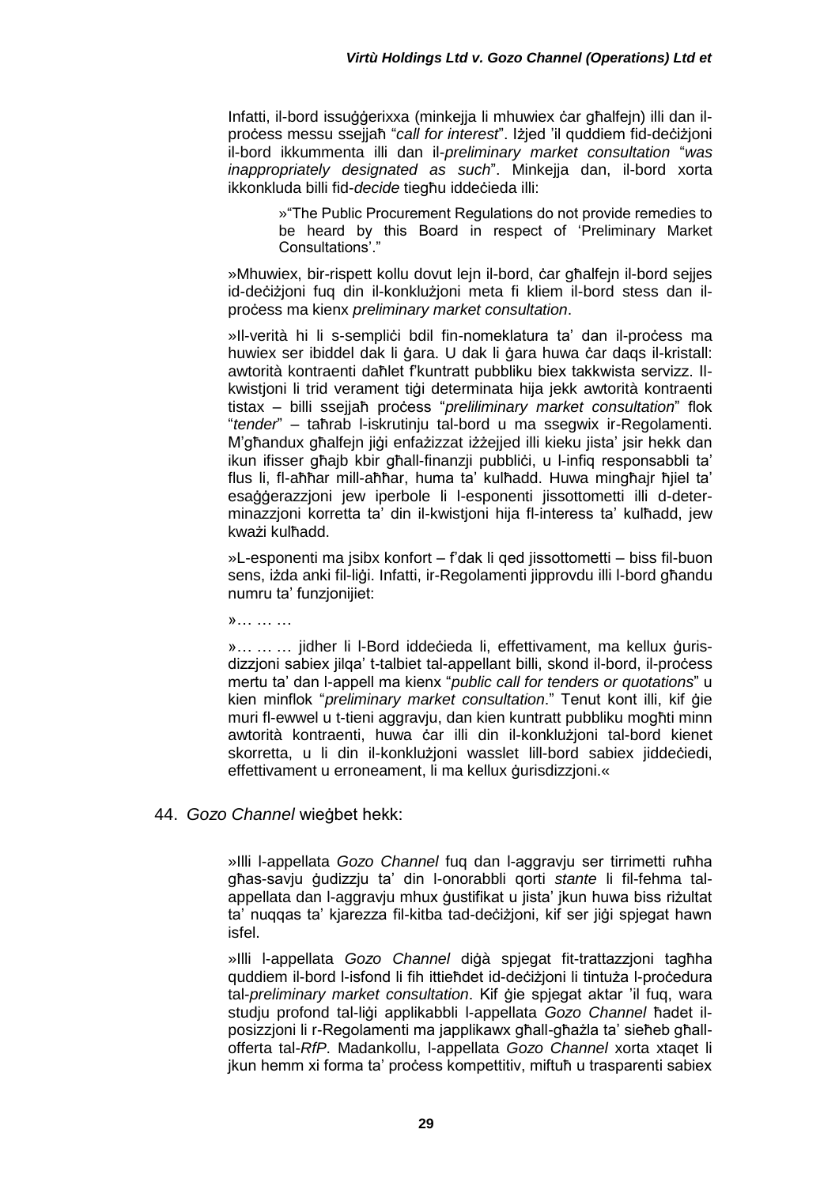Infatti, il-bord issuġġerixxa (minkejja li mhuwiex ċar għalfejn) illi dan il-proċess messu ssejjaħ "*call for interest*". Iżjed 'il quddiem fid-deċiżjoni il-bord ikkummenta illi dan il-*preliminary market consultation* "*was inappropriately designated as such*". Minkejja dan, il-bord xorta ikkonkluda billi fid-*decide* tiegħu iddeċieda illi:

> »"The Public Procurement Regulations do not provide remedies to be heard by this Board in respect of 'Preliminary Market Consultations'."

»Mhuwiex, bir-rispett kollu dovut lejn il-bord, ċar għalfejn il-bord sejjes id-deċiżjoni fuq din il-konklużjoni meta fi kliem il-bord stess dan il-proċess ma kienx *preliminary market consultation*.

»Il-verità hi li s-sempliċi bdil fin-nomeklatura ta' dan il-proċess ma huwiex ser ibiddel dak li ġara. U dak li ġara huwa ċar daqs il-kristall: awtorità kontraenti daħlet f'kuntratt pubbliku biex takkwista servizz. Il-kwistjoni li trid verament tiġi determinata hija jekk awtorità kontraenti tistax – billi ssejjaħ proċess "*preliliminary market consultation*" flok "*tender*" – taħrab l-iskrutinju tal-bord u ma ssegwix ir-Regolamenti. M'għandux għalfejn jiġi enfażizzat iżżejjed illi kieku jista' jsir hekk dan ikun ifisser għajb kbir għall-finanzji pubbliċi, u l-infiq responsabbli ta' flus li, fl-aħħar mill-aħħar, huma ta' kulħadd. Huwa mingħajr ħjiel ta' esaġġerazzjoni jew iperbole li l-esponenti jissottometti illi d-determinazzjoni korretta ta' din il-kwistjoni hija fl-interess ta' kulħadd, jew kważi kulħadd.

»L-esponenti ma jsibx konfort – f'dak li qed jissottometti – biss fil-buon sens, iżda anki fil-liġi. Infatti, ir-Regolamenti jipprovdu illi l-bord għandu numru ta' funzjonijiet:

»… … …

»… … … jidher li l-Bord iddeċieda li, effettivament, ma kellux ġurisdizzjoni sabiex jilqa' t-talbiet tal-appellant billi, skond il-bord, il-proċess mertu ta' dan l-appell ma kienx "*public call for tenders or quotations*" u kien minflok "*preliminary market consultation*." Tenut kont illi, kif ġie muri fl-ewwel u t-tieni aggravju, dan kien kuntratt pubbliku mogħti minn awtorità kontraenti, huwa ċar illi din il-konklużjoni tal-bord kienet skorretta, u li din il-konklużjoni wasslet lill-bord sabiex jiddeċiedi, effettivament u erroneament, li ma kellux ġurisdizzjoni.«

44. *Gozo Channel* wieġbet hekk:

»Illi l-appellata *Gozo Channel* fuq dan l-aggravju ser tirrimetti ruħha għas-savju ġudizzju ta' din l-onorabbli qorti *stante* li fil-fehma tal-appellata dan l-aggravju mhux ġustifikat u jista' jkun huwa biss riżultat ta' nuqqas ta' kjarezza fil-kitba tad-deċiżjoni, kif ser jiġi spjegat hawn isfel.

»Illi l-appellata *Gozo Channel* diġà spjegat fit-trattazzjoni tagħha quddiem il-bord l-isfond li fih ittieħdet id-deċiżjoni li tintuża l-proċedura tal-*preliminary market consultation*. Kif ġie spjegat aktar 'il fuq, wara studju profond tal-liġi applikabbli l-appellata *Gozo Channel* ħadet il-posizzjoni li r-Regolamenti ma japplikawx għall-għażla ta' sieħeb għall-offerta tal-*RfP*. Madankollu, l-appellata *Gozo Channel* xorta xtaqet li jkun hemm xi forma ta' proċess kompettitiv, miftuħ u trasparenti sabiex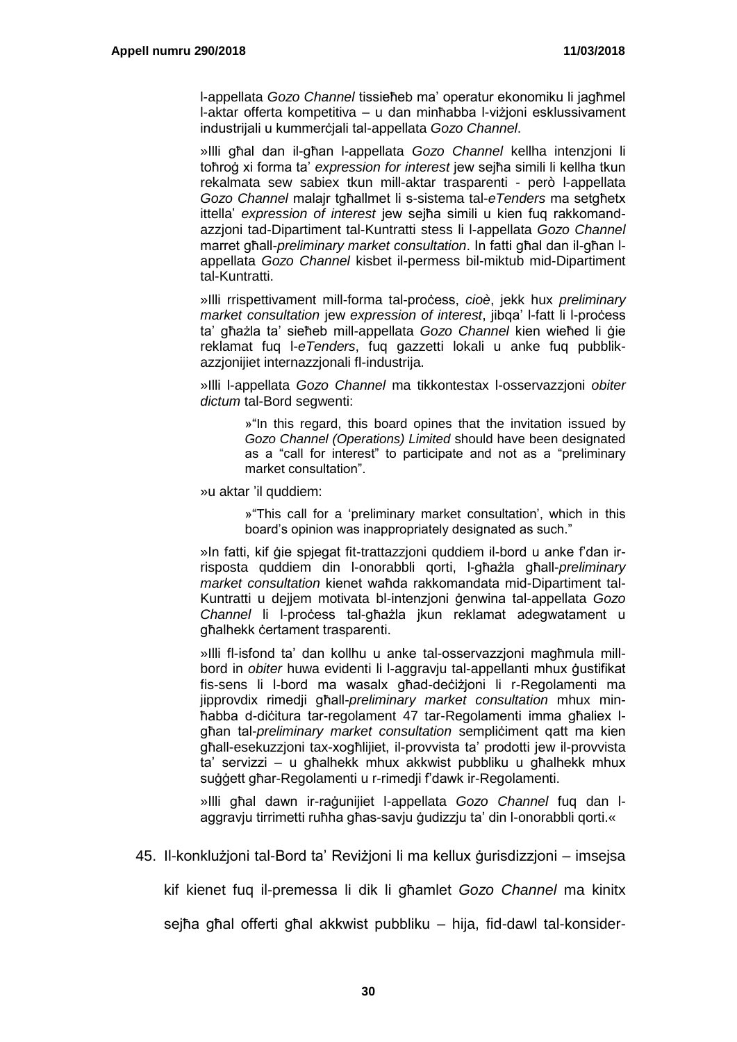l-appellata *Gozo Channel* tissieħeb ma' operatur ekonomiku li jagħmel l-aktar offerta kompetitiva – u dan minħabba l-viżjoni esklussivament industrijali u kummerċjali tal-appellata *Gozo Channel*.

»Illi għal dan il-għan l-appellata *Gozo Channel* kellha intenzjoni li toħroġ xi forma ta' *expression for interest* jew sejħa simili li kellha tkun rekalmata sew sabiex tkun mill-aktar trasparenti - però l-appellata *Gozo Channel* malajr tgħallmet li s-sistema tal-*eTenders* ma setgħetx ittella' *expression of interest* jew sejħa simili u kien fuq rakkomand-azzjoni tad-Dipartiment tal-Kuntratti stess li l-appellata *Gozo Channel* marret għall-*preliminary market consultation*. In fatti għal dan il-għan l-appellata *Gozo Channel* kisbet il-permess bil-miktub mid-Dipartiment tal-Kuntratti.

»Illi rrispettivament mill-forma tal-proċess, *cioè*, jekk hux *preliminary market consultation* jew *expression of interest*, jibqa' l-fatt li l-proċess ta' għażla ta' sieħeb mill-appellata *Gozo Channel* kien wieħed li ġie reklamat fuq l-*eTenders*, fuq gazzetti lokali u anke fuq pubblik-azzjonijiet internazzjonali fl-industrija.

»Illi l-appellata *Gozo Channel* ma tikkontestax l-osservazzjoni *obiter dictum* tal-Bord segwenti:

> »"In this regard, this board opines that the invitation issued by *Gozo Channel (Operations) Limited* should have been designated as a "call for interest" to participate and not as a "preliminary market consultation".

»u aktar 'il quddiem:

> »"This call for a 'preliminary market consultation', which in this board's opinion was inappropriately designated as such."

»In fatti, kif ġie spjegat fit-trattazzjoni quddiem il-bord u anke f'dan ir-risposta quddiem din l-onorabbli qorti, l-għażla għall-*preliminary market consultation* kienet waħda rakkomandata mid-Dipartiment tal-Kuntratti u dejjem motivata bl-intenzjoni ġenwina tal-appellata *Gozo Channel* li l-proċess tal-għażla jkun reklamat adegwatament u għalhekk ċertament trasparenti.

»Illi fl-isfond ta' dan kollhu u anke tal-osservazzjoni magħmula mill-bord in *obiter* huwa evidenti li l-aggravju tal-appellanti mhux ġustifikat fis-sens li l-bord ma wasalx għad-deċiżjoni li r-Regolamenti ma jipprovdix rimedji għall-*preliminary market consultation* mhux min-ħabba d-diċitura tar-regolament 47 tar-Regolamenti imma għaliex l-għan tal-*preliminary market consultation* sempliċiment qatt ma kien għall-esekuzzjoni tax-xogħlijiet, il-provvista ta' prodotti jew il-provvista ta' servizzi – u għalhekk mhux akkwist pubbliku u għalhekk mhux suġġett għar-Regolamenti u r-rimedji f'dawk ir-Regolamenti.

»Illi għal dawn ir-raġunijiet l-appellata *Gozo Channel* fuq dan l-aggravju tirrimetti ruħha għas-savju ġudizzju ta' din l-onorabbli qorti.«

45. Il-konklużjoni tal-Bord ta' Reviżjoni li ma kellux ġurisdizzjoni – imsejsa kif kienet fuq il-premessa li dik li għamlet *Gozo Channel* ma kinitx sejħa għal offerti għal akkwist pubbliku – hija, fid-dawl tal-konsider-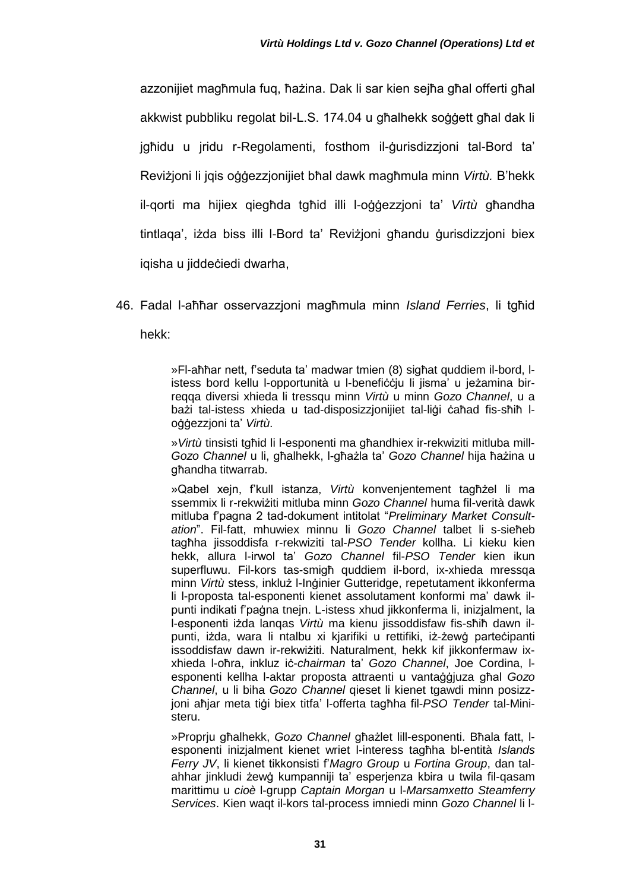azzonijiet magħmula fuq, ħażina. Dak li sar kien sejħa għal offerti għal akkwist pubbliku regolat bil-L.S. 174.04 u għalhekk soġġett għal dak li jgħidu u jridu r-Regolamenti, fosthom il-ġurisdizzjoni tal-Bord ta' Reviżjoni li jqis oġġezzjonijiet bħal dawk magħmula minn *Virtù.* B'hekk il-qorti ma hijiex qiegħda tgħid illi l-oġġezzjoni ta' *Virtù* għandha tintlaqa', iżda biss illi l-Bord ta' Reviżjoni għandu ġurisdizzjoni biex iqisha u jiddeċiedi dwarha,

46. Fadal l-aħħar osservazzjoni magħmula minn *Island Ferries*, li tgħid hekk:

> »Fl-aħħar nett, f'seduta ta' madwar tmien (8) sigħat quddiem il-bord, l-istess bord kellu l-opportunità u l-benefiċċju li jisma' u jeżamina bir-reqqa diversi xhieda li tressqu minn *Virtù* u minn *Gozo Channel*, u a bażi tal-istess xhieda u tad-disposizzjonijiet tal-liġi ċaħad fis-sħiħ l-oġġezzjoni ta' *Virtù*.
>
> »*Virtù* tinsisti tgħid li l-esponenti ma għandhiex ir-rekwiziti mitluba mill-*Gozo Channel* u li, għalhekk, l-għażla ta' *Gozo Channel* hija ħażina u għandha titwarrab.
>
> »Qabel xejn, f'kull istanza, *Virtù* konvenjentement tagħżel li ma ssemmix li r-rekwiżiti mitluba minn *Gozo Channel* huma fil-verità dawk mitluba f'pagna 2 tad-dokument intitolat "*Preliminary Market Consultation*". Fil-fatt, mhuwiex minnu li *Gozo Channel* talbet li s-sieħeb tagħha jissoddisfa r-rekwiziti tal-*PSO Tender* kollha. Li kieku kien hekk, allura l-irwol ta' *Gozo Channel* fil-*PSO Tender* kien ikun superfluwu. Fil-kors tas-smigħ quddiem il-bord, ix-xhieda mressqa minn *Virtù* stess, inkluż l-Inġinier Gutteridge, repetutament ikkonferma li l-proposta tal-esponenti kienet assolutament konformi ma' dawk il-punti indikati f'paġna tnejn. L-istess xhud jikkonferma li, inizjalment, la l-esponenti iżda lanqas *Virtù* ma kienu jissoddisfaw fis-sħiħ dawn il-punti, iżda, wara li ntalbu xi kjarifiki u rettifiki, iż-żewġ parteċipanti issoddisfaw dawn ir-rekwiżiti. Naturalment, hekk kif jikkonfermaw ix-xhieda l-oħra, inkluz iċ-*chairman* ta' *Gozo Channel*, Joe Cordina, l-esponenti kellha l-aktar proposta attraenti u vantaġġjuza għal *Gozo Channel*, u li biha *Gozo Channel* qieset li kienet tgawdi minn posizzjoni aħjar meta tiġi biex titfa' l-offerta tagħha fil-*PSO Tender* tal-Ministeru.
>
> »Proprju għalhekk, *Gozo Channel* għażlet lill-esponenti. Bħala fatt, l-esponenti inizjalment kienet wriet l-interess tagħha bl-entità *Islands Ferry JV*, li kienet tikkonsisti f'*Magro Group* u *Fortina Group*, dan tal-ahhar jinkludi żewġ kumpanniji ta' esperjenza kbira u twila fil-qasam marittimu u *cioè* l-grupp *Captain Morgan* u l-*Marsamxetto Steamferry Services*. Kien waqt il-kors tal-process imniedi minn *Gozo Channel* li l-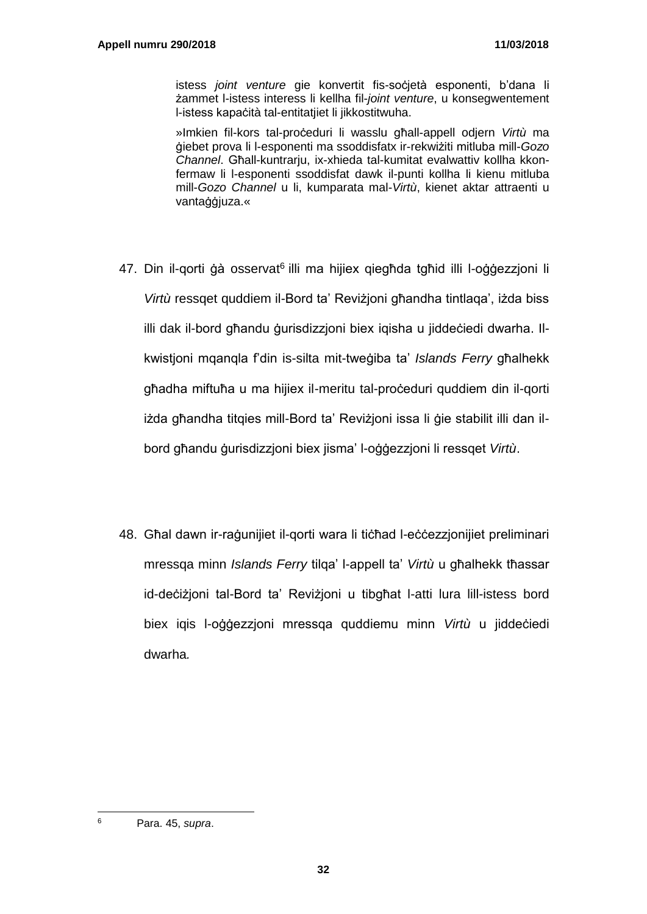istess *joint venture* gie konvertit fis-soċjetà esponenti, b'dana li żammet l-istess interess li kellha fil-*joint venture*, u konsegwentement l-istess kapaċità tal-entitatjiet li jikkostitwuha.

»Imkien fil-kors tal-proċeduri li wasslu għall-appell odjern *Virtù* ma ġiebet prova li l-esponenti ma ssoddisfatx ir-rekwiżiti mitluba mill-*Gozo Channel*. Għall-kuntrarju, ix-xhieda tal-kumitat evalwattiv kollha kkonfermaw li l-esponenti ssoddisfat dawk il-punti kollha li kienu mitluba mill-*Gozo Channel* u li, kumparata mal-*Virtù*, kienet aktar attraenti u vantaġġjuża.«

47. Din il-qorti ġà osservat[6] illi ma hijiex qiegħda tgħid illi l-oġġezzjoni li *Virtù* ressqet quddiem il-Bord ta' Reviżjoni għandha tintlaqa', iżda biss illi dak il-bord għandu ġurisdizzjoni biex iqisha u jiddeċiedi dwarha. Il-kwistjoni mqanqla f'din is-silta mit-tweġiba ta' *Islands Ferry* għalhekk għadha miftuħa u ma hijiex il-meritu tal-proċeduri quddiem din il-qorti iżda għandha titqies mill-Bord ta' Reviżjoni issa li ġie stabilit illi dan il-bord għandu ġurisdizzjoni biex jisma' l-oġġezzjoni li ressqet *Virtù*.

48. Għal dawn ir-raġunijiet il-qorti wara li tiċħad l-eċċezzjonijiet preliminari mressqa minn *Islands Ferry* tilqa' l-appell ta' *Virtù* u għalhekk tħassar id-deċiżjoni tal-Bord ta' Reviżjoni u tibgħat l-atti lura lill-istess bord biex iqis l-oġġezzjoni mressqa quddiemu minn *Virtù* u jiddeċiedi dwarha.

---

[6] Para. 45, *supra*.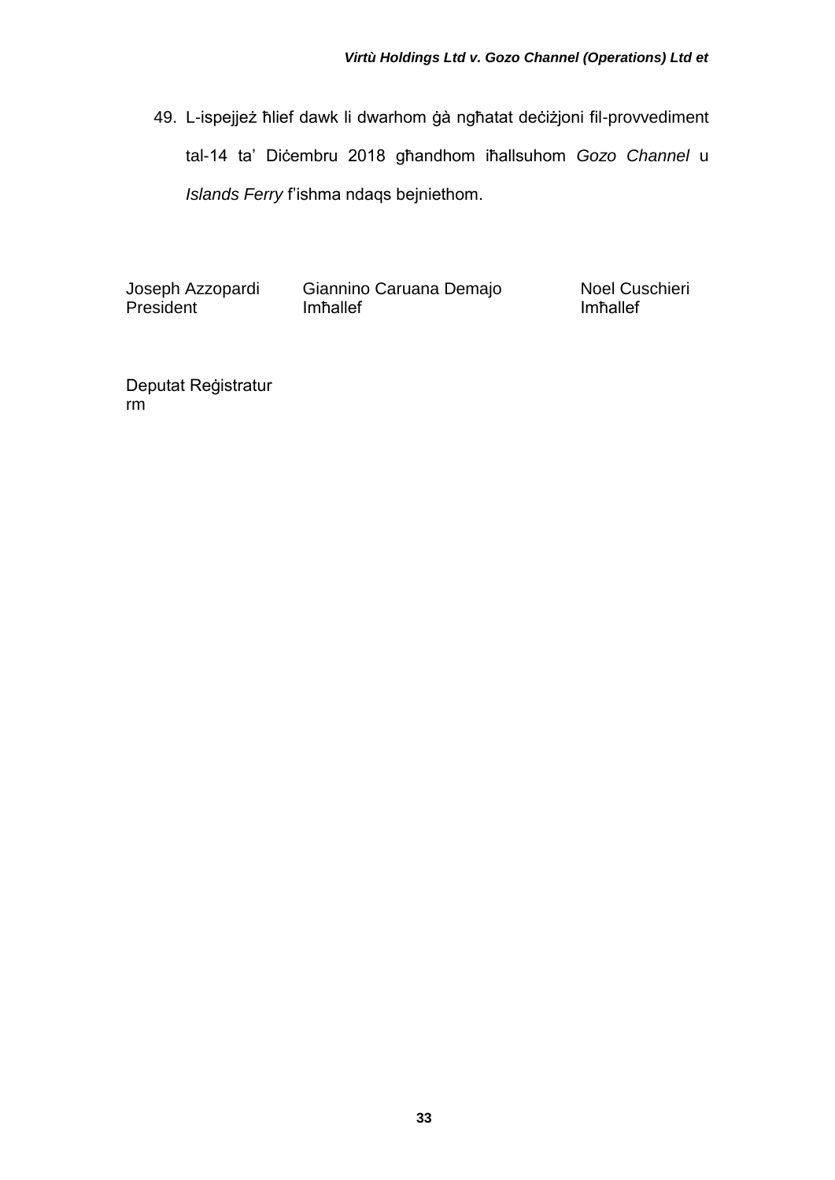49. L-ispejjeż ħlief dawk li dwarhom ġà ngħatat deċiżjoni fil-provvediment tal-14 ta' Diċembru 2018 għandhom iħallsuhom *Gozo Channel* u *Islands Ferry* f'ishma ndaqs bejniethom.

| | | |
|---|---|---|
| Joseph Azzopardi<br>President | Giannino Caruana Demajo<br>Imħallef | Noel Cuschieri<br>Imħallef |

Deputat Reġistratur
rm